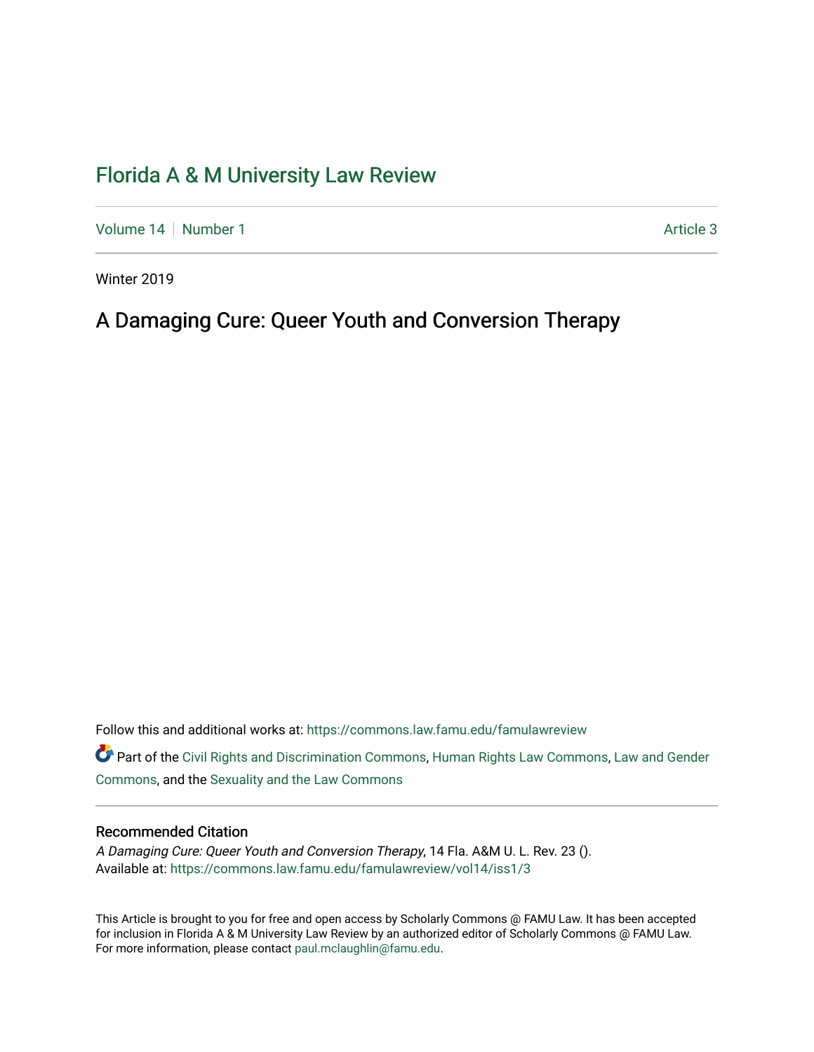# Florida A & M University Law Review

Volume 14 | Number 1 | Article 3

Winter 2019

## A Damaging Cure: Queer Youth and Conversion Therapy

Follow this and additional works at: https://commons.law.famu.edu/famulawreview

Part of the Civil Rights and Discrimination Commons, Human Rights Law Commons, Law and Gender Commons, and the Sexuality and the Law Commons

### Recommended Citation

*A Damaging Cure: Queer Youth and Conversion Therapy*, 14 Fla. A&M U. L. Rev. 23 ().
Available at: https://commons.law.famu.edu/famulawreview/vol14/iss1/3

This Article is brought to you for free and open access by Scholarly Commons @ FAMU Law. It has been accepted for inclusion in Florida A & M University Law Review by an authorized editor of Scholarly Commons @ FAMU Law. For more information, please contact paul.mclaughlin@famu.edu.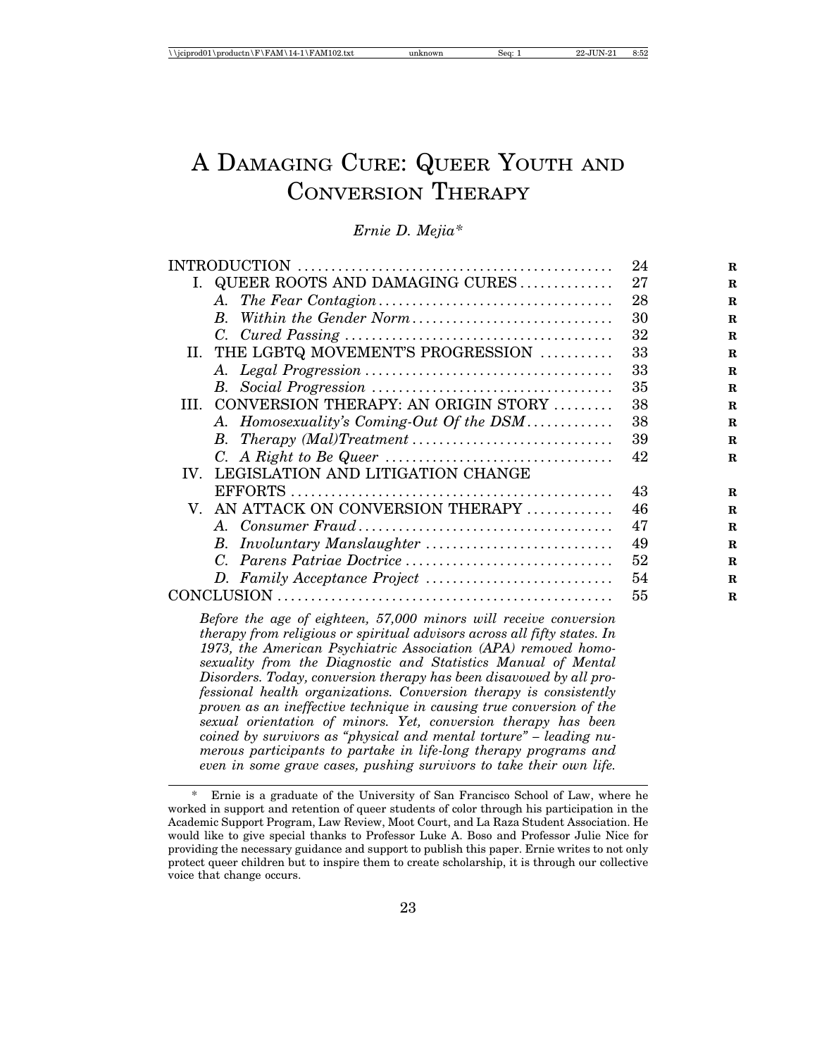# A Damaging Cure: Queer Youth and Conversion Therapy

*Ernie D. Mejia\**

| | |
|---|---|
| INTRODUCTION | 24 |
| I. QUEER ROOTS AND DAMAGING CURES | 27 |
| *A. The Fear Contagion* | 28 |
| *B. Within the Gender Norm* | 30 |
| *C. Cured Passing* | 32 |
| II. THE LGBTQ MOVEMENT'S PROGRESSION | 33 |
| *A. Legal Progression* | 33 |
| *B. Social Progression* | 35 |
| III. CONVERSION THERAPY: AN ORIGIN STORY | 38 |
| *A. Homosexuality's Coming-Out Of the DSM* | 38 |
| *B. Therapy (Mal)Treatment* | 39 |
| *C. A Right to Be Queer* | 42 |
| IV. LEGISLATION AND LITIGATION CHANGE EFFORTS | 43 |
| V. AN ATTACK ON CONVERSION THERAPY | 46 |
| *A. Consumer Fraud* | 47 |
| *B. Involuntary Manslaughter* | 49 |
| *C. Parens Patriae Doctrice* | 52 |
| *D. Family Acceptance Project* | 54 |
| CONCLUSION | 55 |

*Before the age of eighteen, 57,000 minors will receive conversion therapy from religious or spiritual advisors across all fifty states. In 1973, the American Psychiatric Association (APA) removed homosexuality from the Diagnostic and Statistics Manual of Mental Disorders. Today, conversion therapy has been disavowed by all professional health organizations. Conversion therapy is consistently proven as an ineffective technique in causing true conversion of the sexual orientation of minors. Yet, conversion therapy has been coined by survivors as "physical and mental torture" – leading numerous participants to partake in life-long therapy programs and even in some grave cases, pushing survivors to take their own life.*

---

\* Ernie is a graduate of the University of San Francisco School of Law, where he worked in support and retention of queer students of color through his participation in the Academic Support Program, Law Review, Moot Court, and La Raza Student Association. He would like to give special thanks to Professor Luke A. Boso and Professor Julie Nice for providing the necessary guidance and support to publish this paper. Ernie writes to not only protect queer children but to inspire them to create scholarship, it is through our collective voice that change occurs.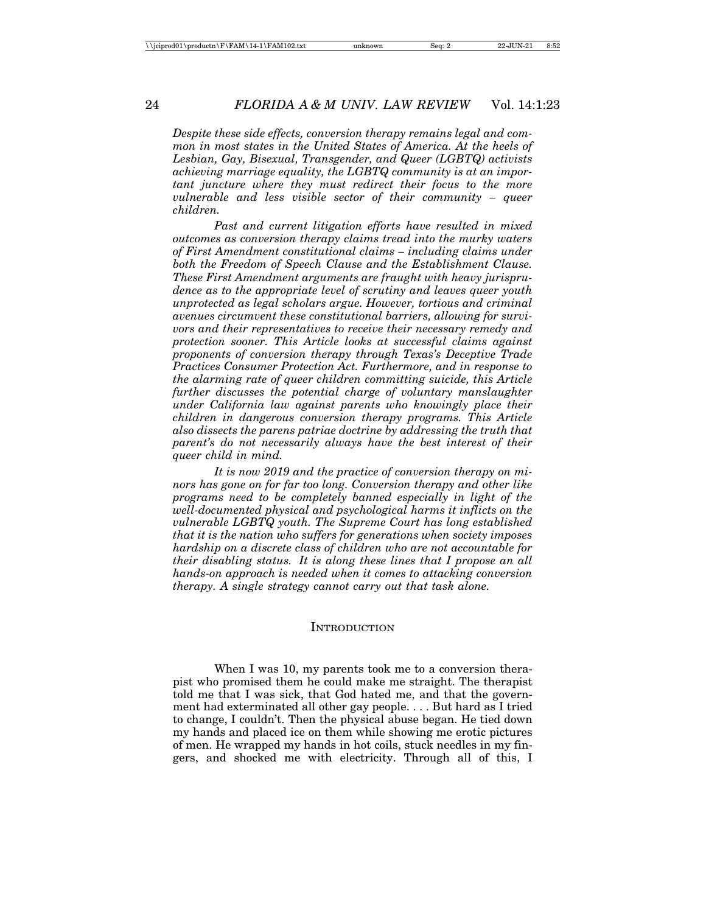*Despite these side effects, conversion therapy remains legal and common in most states in the United States of America. At the heels of Lesbian, Gay, Bisexual, Transgender, and Queer (LGBTQ) activists achieving marriage equality, the LGBTQ community is at an important juncture where they must redirect their focus to the more vulnerable and less visible sector of their community – queer children.*

*Past and current litigation efforts have resulted in mixed outcomes as conversion therapy claims tread into the murky waters of First Amendment constitutional claims – including claims under both the Freedom of Speech Clause and the Establishment Clause. These First Amendment arguments are fraught with heavy jurisprudence as to the appropriate level of scrutiny and leaves queer youth unprotected as legal scholars argue. However, tortious and criminal avenues circumvent these constitutional barriers, allowing for survivors and their representatives to receive their necessary remedy and protection sooner. This Article looks at successful claims against proponents of conversion therapy through Texas's Deceptive Trade Practices Consumer Protection Act. Furthermore, and in response to the alarming rate of queer children committing suicide, this Article further discusses the potential charge of voluntary manslaughter under California law against parents who knowingly place their children in dangerous conversion therapy programs. This Article also dissects the parens patriae doctrine by addressing the truth that parent's do not necessarily always have the best interest of their queer child in mind.*

*It is now 2019 and the practice of conversion therapy on minors has gone on for far too long. Conversion therapy and other like programs need to be completely banned especially in light of the well-documented physical and psychological harms it inflicts on the vulnerable LGBTQ youth. The Supreme Court has long established that it is the nation who suffers for generations when society imposes hardship on a discrete class of children who are not accountable for their disabling status. It is along these lines that I propose an all hands-on approach is needed when it comes to attacking conversion therapy. A single strategy cannot carry out that task alone.*

## Introduction

When I was 10, my parents took me to a conversion therapist who promised them he could make me straight. The therapist told me that I was sick, that God hated me, and that the government had exterminated all other gay people. . . . But hard as I tried to change, I couldn't. Then the physical abuse began. He tied down my hands and placed ice on them while showing me erotic pictures of men. He wrapped my hands in hot coils, stuck needles in my fingers, and shocked me with electricity. Through all of this, I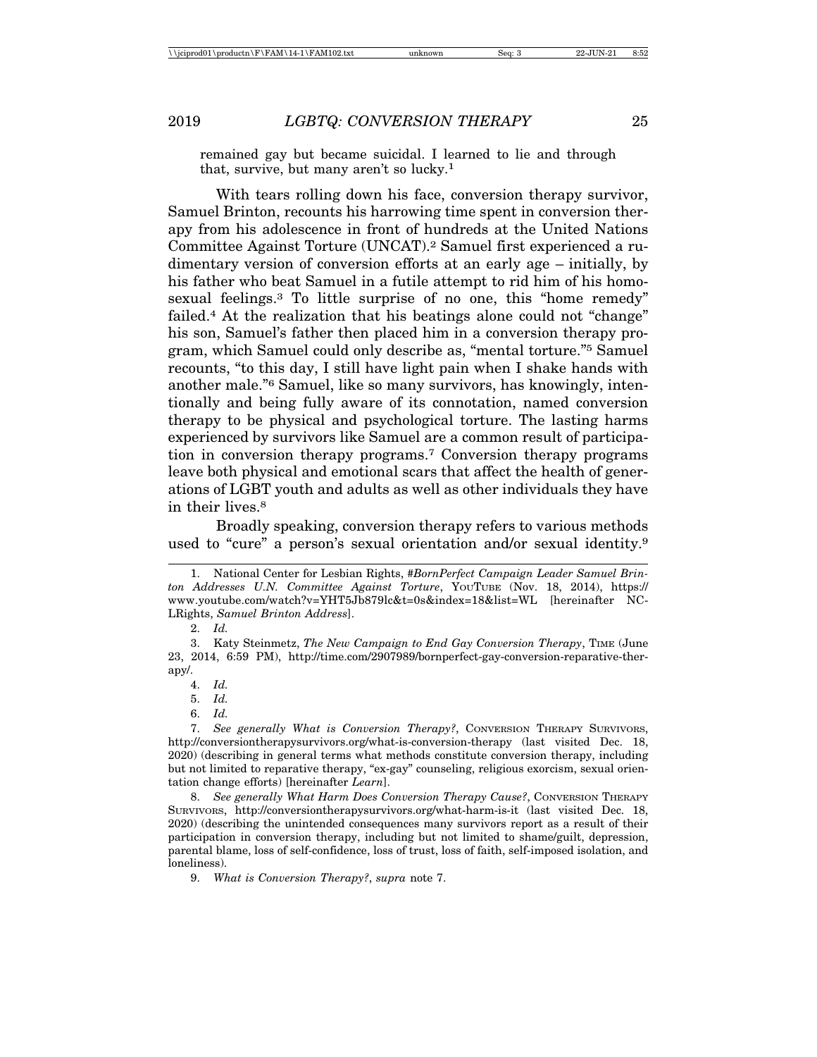remained gay but became suicidal. I learned to lie and through that, survive, but many aren't so lucky.[1]

With tears rolling down his face, conversion therapy survivor, Samuel Brinton, recounts his harrowing time spent in conversion therapy from his adolescence in front of hundreds at the United Nations Committee Against Torture (UNCAT).[2] Samuel first experienced a rudimentary version of conversion efforts at an early age – initially, by his father who beat Samuel in a futile attempt to rid him of his homosexual feelings.[3] To little surprise of no one, this "home remedy" failed.[4] At the realization that his beatings alone could not "change" his son, Samuel's father then placed him in a conversion therapy program, which Samuel could only describe as, "mental torture."[5] Samuel recounts, "to this day, I still have light pain when I shake hands with another male."[6] Samuel, like so many survivors, has knowingly, intentionally and being fully aware of its connotation, named conversion therapy to be physical and psychological torture. The lasting harms experienced by survivors like Samuel are a common result of participation in conversion therapy programs.[7] Conversion therapy programs leave both physical and emotional scars that affect the health of generations of LGBT youth and adults as well as other individuals they have in their lives.[8]

Broadly speaking, conversion therapy refers to various methods used to "cure" a person's sexual orientation and/or sexual identity.[9]

---

1. National Center for Lesbian Rights, *#BornPerfect Campaign Leader Samuel Brinton Addresses U.N. Committee Against Torture*, YouTube (Nov. 18, 2014), https://www.youtube.com/watch?v=YHT5Jb879lc&t=0s&index=18&list=WL [hereinafter NCLRights, *Samuel Brinton Address*].

2. *Id.*

3. Katy Steinmetz, *The New Campaign to End Gay Conversion Therapy*, Time (June 23, 2014, 6:59 PM), http://time.com/2907989/bornperfect-gay-conversion-reparative-therapy/.

4. *Id.*

5. *Id.*

6. *Id.*

7. *See generally What is Conversion Therapy?*, Conversion Therapy Survivors, http://conversiontherapysurvivors.org/what-is-conversion-therapy (last visited Dec. 18, 2020) (describing in general terms what methods constitute conversion therapy, including but not limited to reparative therapy, "ex-gay" counseling, religious exorcism, sexual orientation change efforts) [hereinafter *Learn*].

8. *See generally What Harm Does Conversion Therapy Cause?*, Conversion Therapy Survivors, http://conversiontherapysurvivors.org/what-harm-is-it (last visited Dec. 18, 2020) (describing the unintended consequences many survivors report as a result of their participation in conversion therapy, including but not limited to shame/guilt, depression, parental blame, loss of self-confidence, loss of trust, loss of faith, self-imposed isolation, and loneliness).

9. *What is Conversion Therapy?*, *supra* note 7.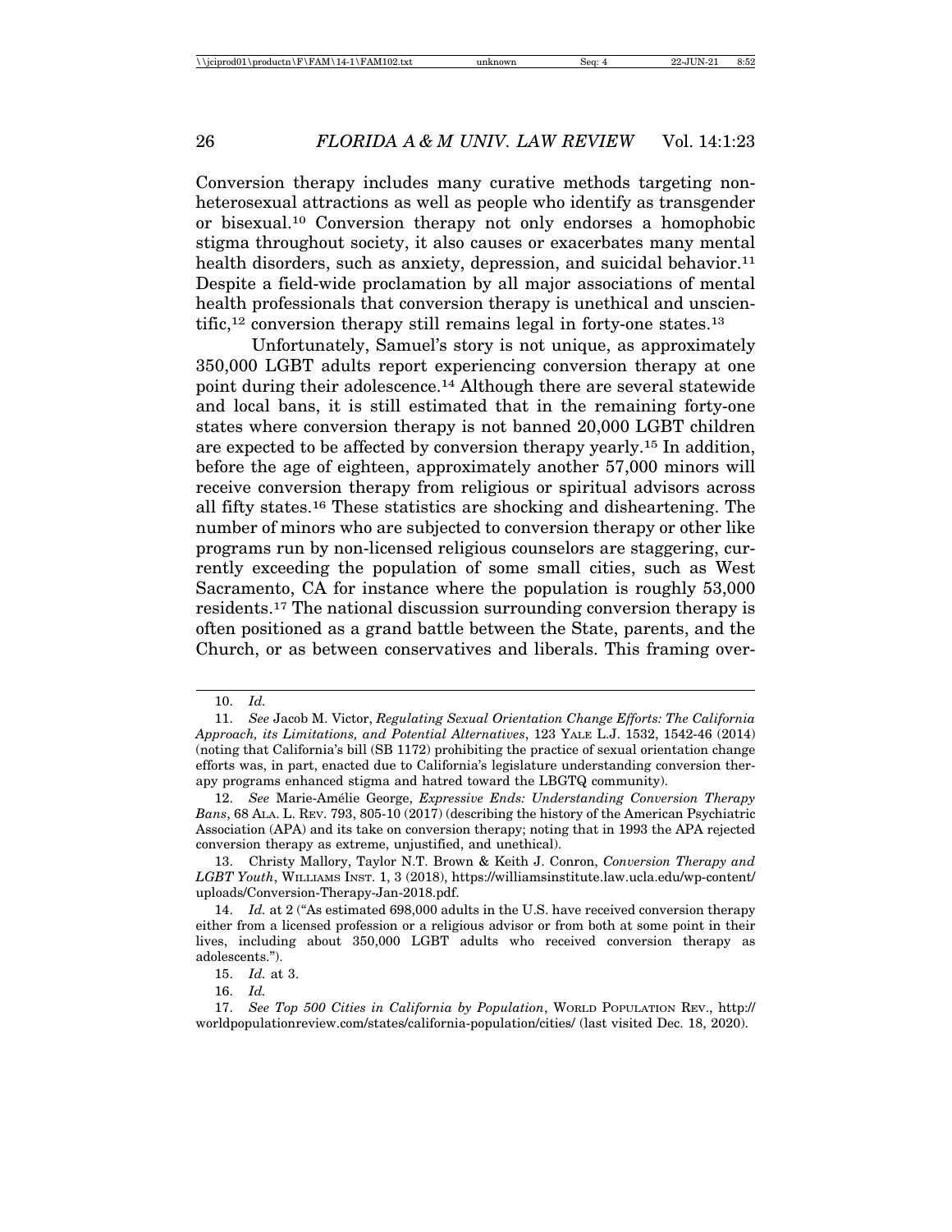Conversion therapy includes many curative methods targeting non-heterosexual attractions as well as people who identify as transgender or bisexual.[10] Conversion therapy not only endorses a homophobic stigma throughout society, it also causes or exacerbates many mental health disorders, such as anxiety, depression, and suicidal behavior.[11] Despite a field-wide proclamation by all major associations of mental health professionals that conversion therapy is unethical and unscientific,[12] conversion therapy still remains legal in forty-one states.[13]

Unfortunately, Samuel's story is not unique, as approximately 350,000 LGBT adults report experiencing conversion therapy at one point during their adolescence.[14] Although there are several statewide and local bans, it is still estimated that in the remaining forty-one states where conversion therapy is not banned 20,000 LGBT children are expected to be affected by conversion therapy yearly.[15] In addition, before the age of eighteen, approximately another 57,000 minors will receive conversion therapy from religious or spiritual advisors across all fifty states.[16] These statistics are shocking and disheartening. The number of minors who are subjected to conversion therapy or other like programs run by non-licensed religious counselors are staggering, currently exceeding the population of some small cities, such as West Sacramento, CA for instance where the population is roughly 53,000 residents.[17] The national discussion surrounding conversion therapy is often positioned as a grand battle between the State, parents, and the Church, or as between conservatives and liberals. This framing over-

---

10. *Id.*

11. *See* Jacob M. Victor, *Regulating Sexual Orientation Change Efforts: The California Approach, its Limitations, and Potential Alternatives*, 123 YALE L.J. 1532, 1542-46 (2014) (noting that California's bill (SB 1172) prohibiting the practice of sexual orientation change efforts was, in part, enacted due to California's legislature understanding conversion therapy programs enhanced stigma and hatred toward the LBGTQ community).

12. *See* Marie-Amélie George, *Expressive Ends: Understanding Conversion Therapy Bans*, 68 ALA. L. REV. 793, 805-10 (2017) (describing the history of the American Psychiatric Association (APA) and its take on conversion therapy; noting that in 1993 the APA rejected conversion therapy as extreme, unjustified, and unethical).

13. Christy Mallory, Taylor N.T. Brown & Keith J. Conron, *Conversion Therapy and LGBT Youth*, WILLIAMS INST. 1, 3 (2018), https://williamsinstitute.law.ucla.edu/wp-content/uploads/Conversion-Therapy-Jan-2018.pdf.

14. *Id.* at 2 ("As estimated 698,000 adults in the U.S. have received conversion therapy either from a licensed profession or a religious advisor or from both at some point in their lives, including about 350,000 LGBT adults who received conversion therapy as adolescents.").

15. *Id.* at 3.

16. *Id.*

17. *See Top 500 Cities in California by Population*, WORLD POPULATION REV., http://worldpopulationreview.com/states/california-population/cities/ (last visited Dec. 18, 2020).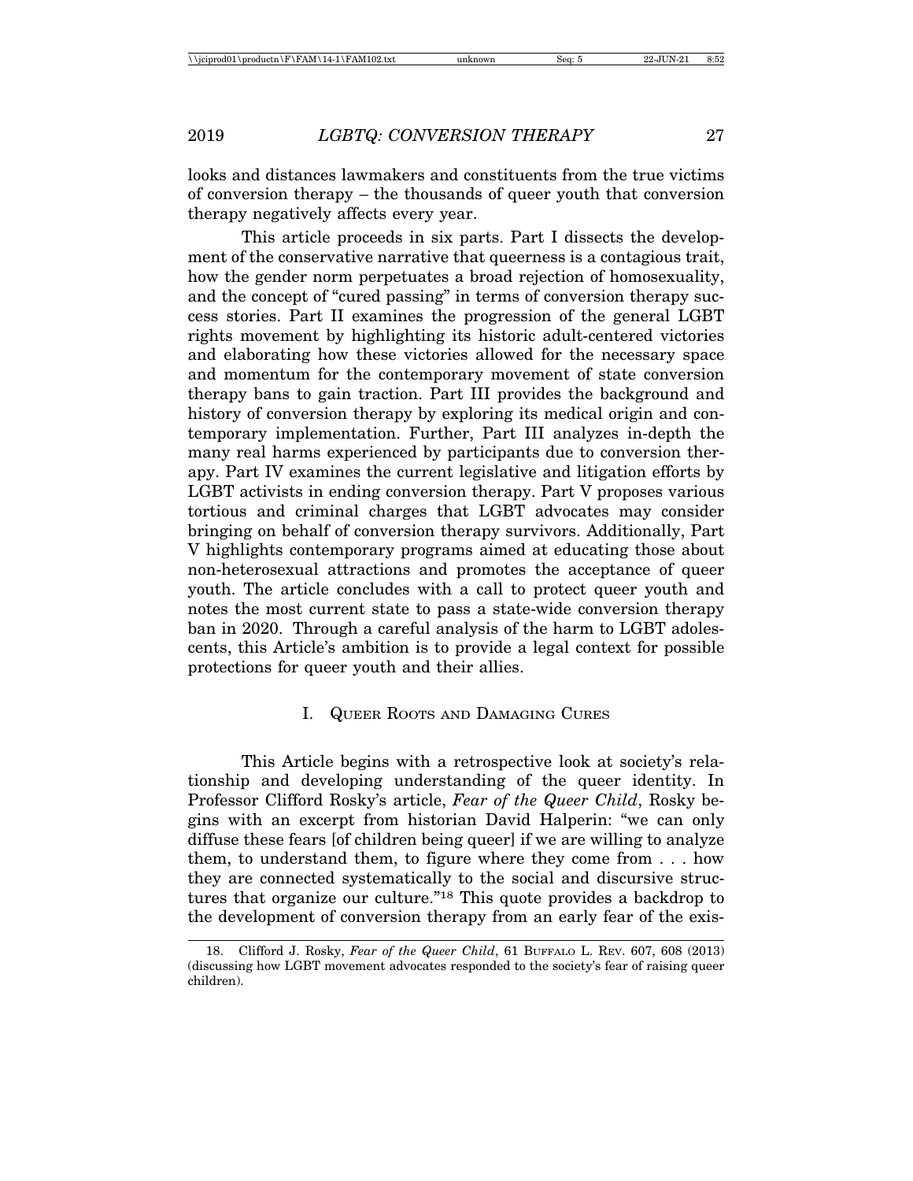looks and distances lawmakers and constituents from the true victims of conversion therapy – the thousands of queer youth that conversion therapy negatively affects every year.

This article proceeds in six parts. Part I dissects the development of the conservative narrative that queerness is a contagious trait, how the gender norm perpetuates a broad rejection of homosexuality, and the concept of "cured passing" in terms of conversion therapy success stories. Part II examines the progression of the general LGBT rights movement by highlighting its historic adult-centered victories and elaborating how these victories allowed for the necessary space and momentum for the contemporary movement of state conversion therapy bans to gain traction. Part III provides the background and history of conversion therapy by exploring its medical origin and contemporary implementation. Further, Part III analyzes in-depth the many real harms experienced by participants due to conversion therapy. Part IV examines the current legislative and litigation efforts by LGBT activists in ending conversion therapy. Part V proposes various tortious and criminal charges that LGBT advocates may consider bringing on behalf of conversion therapy survivors. Additionally, Part V highlights contemporary programs aimed at educating those about non-heterosexual attractions and promotes the acceptance of queer youth. The article concludes with a call to protect queer youth and notes the most current state to pass a state-wide conversion therapy ban in 2020. Through a careful analysis of the harm to LGBT adolescents, this Article's ambition is to provide a legal context for possible protections for queer youth and their allies.

## I. Queer Roots and Damaging Cures

This Article begins with a retrospective look at society's relationship and developing understanding of the queer identity. In Professor Clifford Rosky's article, *Fear of the Queer Child*, Rosky begins with an excerpt from historian David Halperin: "we can only diffuse these fears [of children being queer] if we are willing to analyze them, to understand them, to figure where they come from . . . how they are connected systematically to the social and discursive structures that organize our culture."[18] This quote provides a backdrop to the development of conversion therapy from an early fear of the exis-

18. Clifford J. Rosky, *Fear of the Queer Child*, 61 Buffalo L. Rev. 607, 608 (2013) (discussing how LGBT movement advocates responded to the society's fear of raising queer children).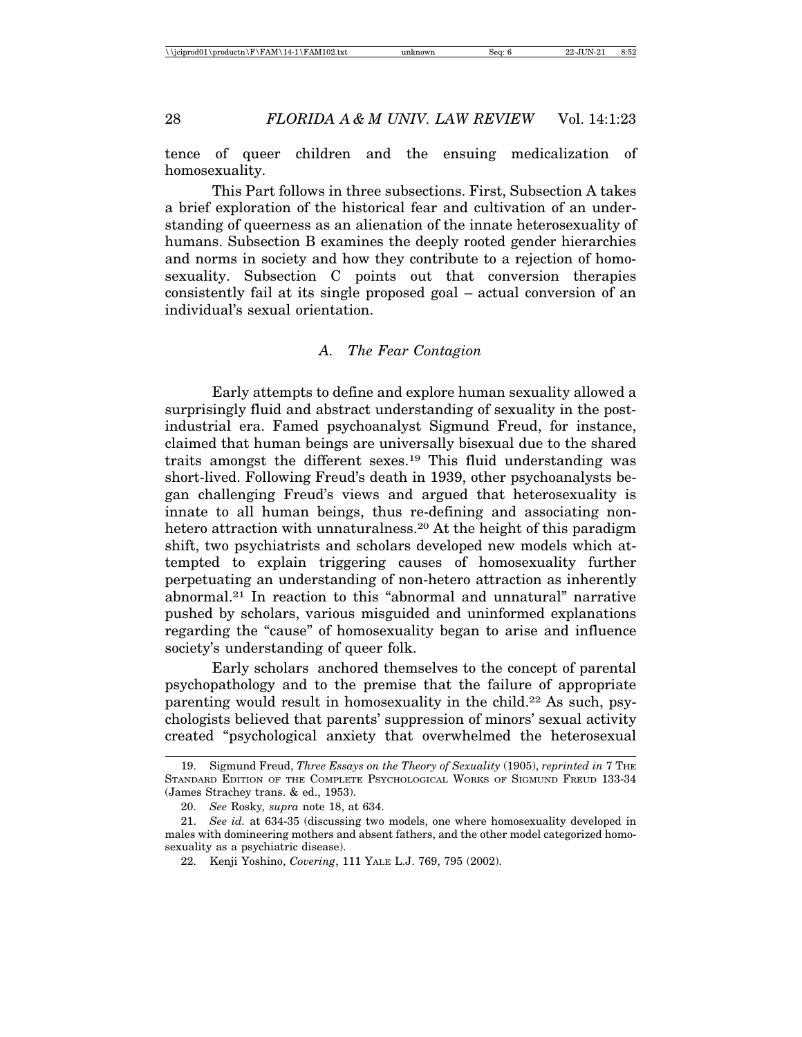tence of queer children and the ensuing medicalization of homosexuality.

This Part follows in three subsections. First, Subsection A takes a brief exploration of the historical fear and cultivation of an understanding of queerness as an alienation of the innate heterosexuality of humans. Subsection B examines the deeply rooted gender hierarchies and norms in society and how they contribute to a rejection of homosexuality. Subsection C points out that conversion therapies consistently fail at its single proposed goal – actual conversion of an individual's sexual orientation.

### *A. The Fear Contagion*

Early attempts to define and explore human sexuality allowed a surprisingly fluid and abstract understanding of sexuality in the post-industrial era. Famed psychoanalyst Sigmund Freud, for instance, claimed that human beings are universally bisexual due to the shared traits amongst the different sexes.[19] This fluid understanding was short-lived. Following Freud's death in 1939, other psychoanalysts began challenging Freud's views and argued that heterosexuality is innate to all human beings, thus re-defining and associating non-hetero attraction with unnaturalness.[20] At the height of this paradigm shift, two psychiatrists and scholars developed new models which attempted to explain triggering causes of homosexuality further perpetuating an understanding of non-hetero attraction as inherently abnormal.[21] In reaction to this "abnormal and unnatural" narrative pushed by scholars, various misguided and uninformed explanations regarding the "cause" of homosexuality began to arise and influence society's understanding of queer folk.

Early scholars anchored themselves to the concept of parental psychopathology and to the premise that the failure of appropriate parenting would result in homosexuality in the child.[22] As such, psychologists believed that parents' suppression of minors' sexual activity created "psychological anxiety that overwhelmed the heterosexual

---

19. Sigmund Freud, *Three Essays on the Theory of Sexuality* (1905), *reprinted in* 7 The Standard Edition of the Complete Psychological Works of Sigmund Freud 133-34 (James Strachey trans. & ed., 1953).

20. *See* Rosky*, supra* note 18, at 634.

21. *See id.* at 634-35 (discussing two models, one where homosexuality developed in males with domineering mothers and absent fathers, and the other model categorized homosexuality as a psychiatric disease).

22. Kenji Yoshino, *Covering*, 111 Yale L.J. 769, 795 (2002).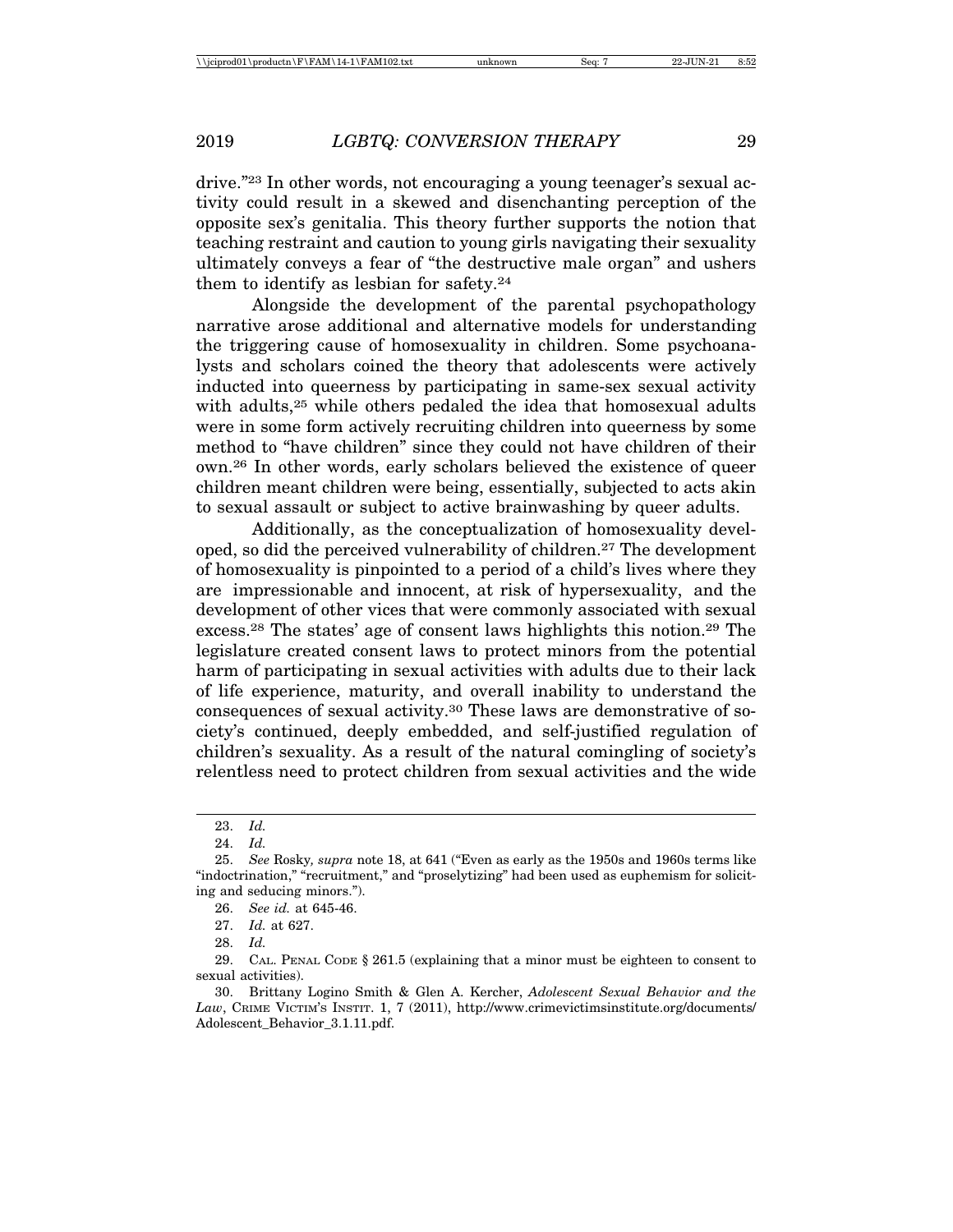drive."[23] In other words, not encouraging a young teenager's sexual activity could result in a skewed and disenchanting perception of the opposite sex's genitalia. This theory further supports the notion that teaching restraint and caution to young girls navigating their sexuality ultimately conveys a fear of "the destructive male organ" and ushers them to identify as lesbian for safety.[24]

Alongside the development of the parental psychopathology narrative arose additional and alternative models for understanding the triggering cause of homosexuality in children. Some psychoanalysts and scholars coined the theory that adolescents were actively inducted into queerness by participating in same-sex sexual activity with adults,[25] while others pedaled the idea that homosexual adults were in some form actively recruiting children into queerness by some method to "have children" since they could not have children of their own.[26] In other words, early scholars believed the existence of queer children meant children were being, essentially, subjected to acts akin to sexual assault or subject to active brainwashing by queer adults.

Additionally, as the conceptualization of homosexuality developed, so did the perceived vulnerability of children.[27] The development of homosexuality is pinpointed to a period of a child's lives where they are impressionable and innocent, at risk of hypersexuality, and the development of other vices that were commonly associated with sexual excess.[28] The states' age of consent laws highlights this notion.[29] The legislature created consent laws to protect minors from the potential harm of participating in sexual activities with adults due to their lack of life experience, maturity, and overall inability to understand the consequences of sexual activity.[30] These laws are demonstrative of society's continued, deeply embedded, and self-justified regulation of children's sexuality. As a result of the natural comingling of society's relentless need to protect children from sexual activities and the wide

---

23. *Id.*

24. *Id.*

25. *See* Rosky, *supra* note 18, at 641 ("Even as early as the 1950s and 1960s terms like "indoctrination," "recruitment," and "proselytizing" had been used as euphemism for soliciting and seducing minors.").

26. *See id.* at 645-46.

27. *Id.* at 627.

28. *Id.*

29. CAL. PENAL CODE § 261.5 (explaining that a minor must be eighteen to consent to sexual activities).

30. Brittany Logino Smith & Glen A. Kercher, *Adolescent Sexual Behavior and the Law*, CRIME VICTIM'S INSTIT. 1, 7 (2011), http://www.crimevictimsinstitute.org/documents/Adolescent_Behavior_3.1.11.pdf.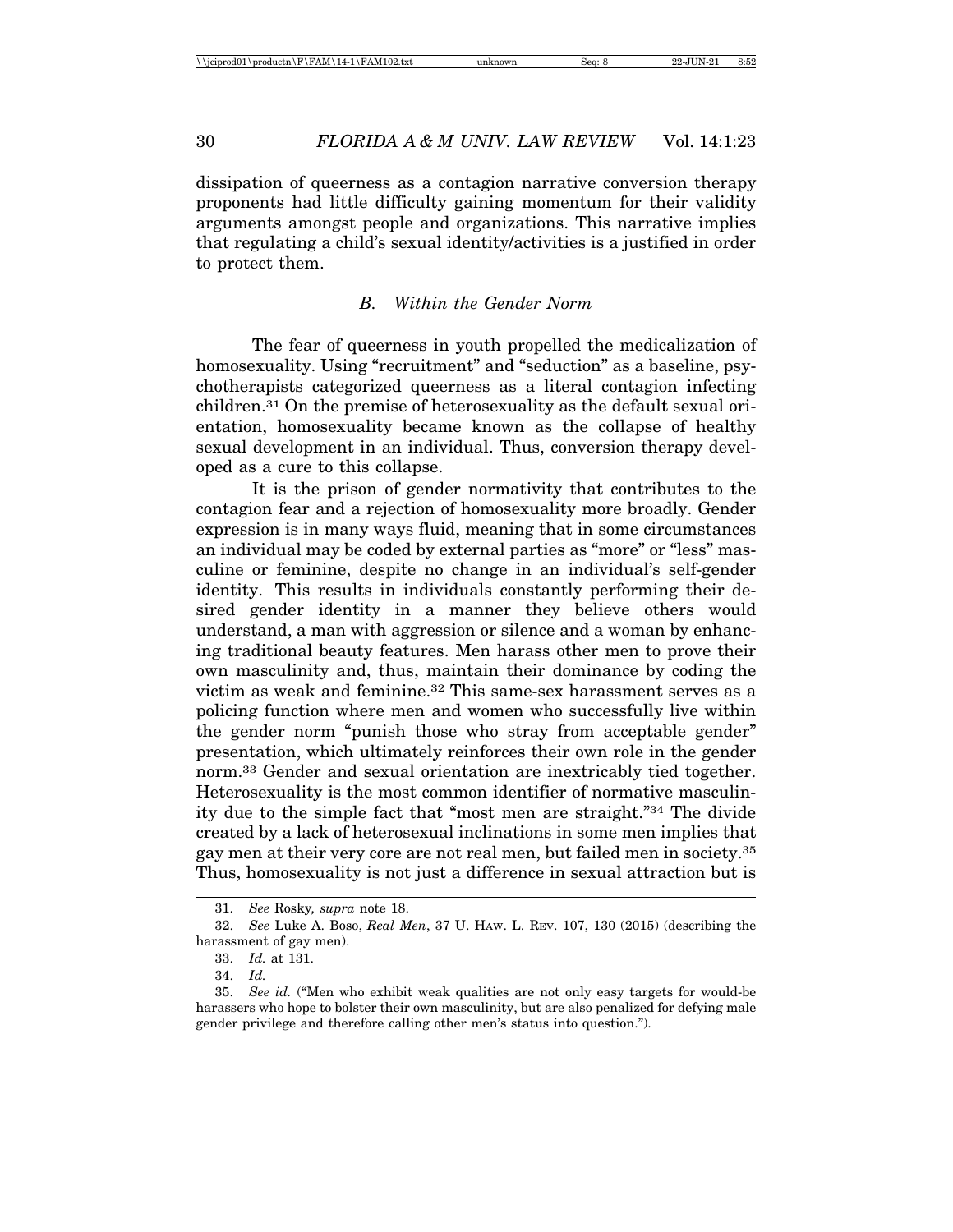dissipation of queerness as a contagion narrative conversion therapy proponents had little difficulty gaining momentum for their validity arguments amongst people and organizations. This narrative implies that regulating a child's sexual identity/activities is a justified in order to protect them.

### *B. Within the Gender Norm*

The fear of queerness in youth propelled the medicalization of homosexuality. Using "recruitment" and "seduction" as a baseline, psychotherapists categorized queerness as a literal contagion infecting children.[31] On the premise of heterosexuality as the default sexual orientation, homosexuality became known as the collapse of healthy sexual development in an individual. Thus, conversion therapy developed as a cure to this collapse.

It is the prison of gender normativity that contributes to the contagion fear and a rejection of homosexuality more broadly. Gender expression is in many ways fluid, meaning that in some circumstances an individual may be coded by external parties as "more" or "less" masculine or feminine, despite no change in an individual's self-gender identity. This results in individuals constantly performing their desired gender identity in a manner they believe others would understand, a man with aggression or silence and a woman by enhancing traditional beauty features. Men harass other men to prove their own masculinity and, thus, maintain their dominance by coding the victim as weak and feminine.[32] This same-sex harassment serves as a policing function where men and women who successfully live within the gender norm "punish those who stray from acceptable gender" presentation, which ultimately reinforces their own role in the gender norm.[33] Gender and sexual orientation are inextricably tied together. Heterosexuality is the most common identifier of normative masculinity due to the simple fact that "most men are straight."[34] The divide created by a lack of heterosexual inclinations in some men implies that gay men at their very core are not real men, but failed men in society.[35] Thus, homosexuality is not just a difference in sexual attraction but is

---

31. *See* Rosky*, supra* note 18.

32. *See* Luke A. Boso, *Real Men*, 37 U. HAW. L. REV. 107, 130 (2015) (describing the harassment of gay men).

33. *Id.* at 131.

34. *Id.*

35. *See id.* ("Men who exhibit weak qualities are not only easy targets for would-be harassers who hope to bolster their own masculinity, but are also penalized for defying male gender privilege and therefore calling other men's status into question.").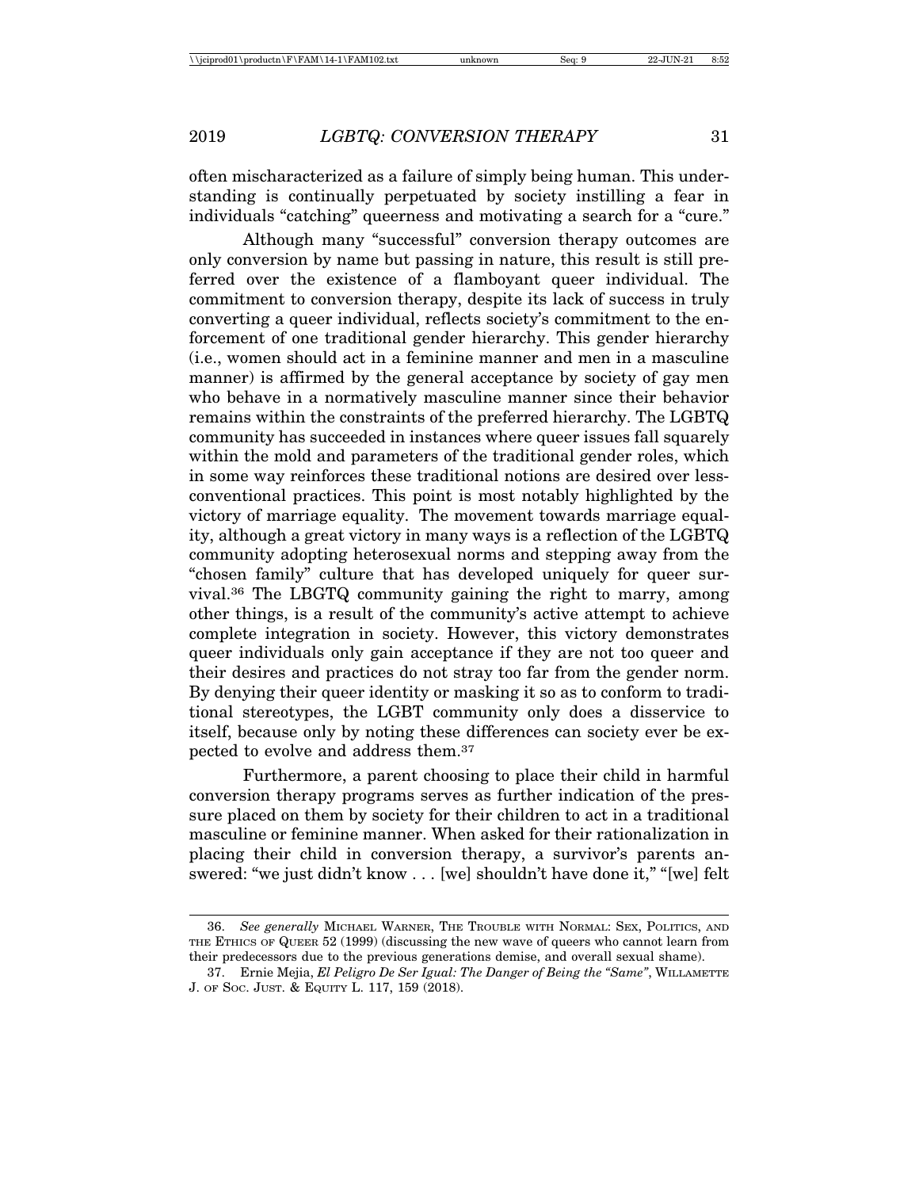often mischaracterized as a failure of simply being human. This understanding is continually perpetuated by society instilling a fear in individuals "catching" queerness and motivating a search for a "cure."

Although many "successful" conversion therapy outcomes are only conversion by name but passing in nature, this result is still preferred over the existence of a flamboyant queer individual. The commitment to conversion therapy, despite its lack of success in truly converting a queer individual, reflects society's commitment to the enforcement of one traditional gender hierarchy. This gender hierarchy (i.e., women should act in a feminine manner and men in a masculine manner) is affirmed by the general acceptance by society of gay men who behave in a normatively masculine manner since their behavior remains within the constraints of the preferred hierarchy. The LGBTQ community has succeeded in instances where queer issues fall squarely within the mold and parameters of the traditional gender roles, which in some way reinforces these traditional notions are desired over less-conventional practices. This point is most notably highlighted by the victory of marriage equality. The movement towards marriage equality, although a great victory in many ways is a reflection of the LGBTQ community adopting heterosexual norms and stepping away from the "chosen family" culture that has developed uniquely for queer survival.[36] The LBGTQ community gaining the right to marry, among other things, is a result of the community's active attempt to achieve complete integration in society. However, this victory demonstrates queer individuals only gain acceptance if they are not too queer and their desires and practices do not stray too far from the gender norm. By denying their queer identity or masking it so as to conform to traditional stereotypes, the LGBT community only does a disservice to itself, because only by noting these differences can society ever be expected to evolve and address them.[37]

Furthermore, a parent choosing to place their child in harmful conversion therapy programs serves as further indication of the pressure placed on them by society for their children to act in a traditional masculine or feminine manner. When asked for their rationalization in placing their child in conversion therapy, a survivor's parents answered: "we just didn't know . . . [we] shouldn't have done it," "[we] felt

---

36. *See generally* MICHAEL WARNER, THE TROUBLE WITH NORMAL: SEX, POLITICS, AND THE ETHICS OF QUEER 52 (1999) (discussing the new wave of queers who cannot learn from their predecessors due to the previous generations demise, and overall sexual shame).

37. Ernie Mejia, *El Peligro De Ser Igual: The Danger of Being the "Same"*, WILLAMETTE J. OF SOC. JUST. & EQUITY L. 117, 159 (2018).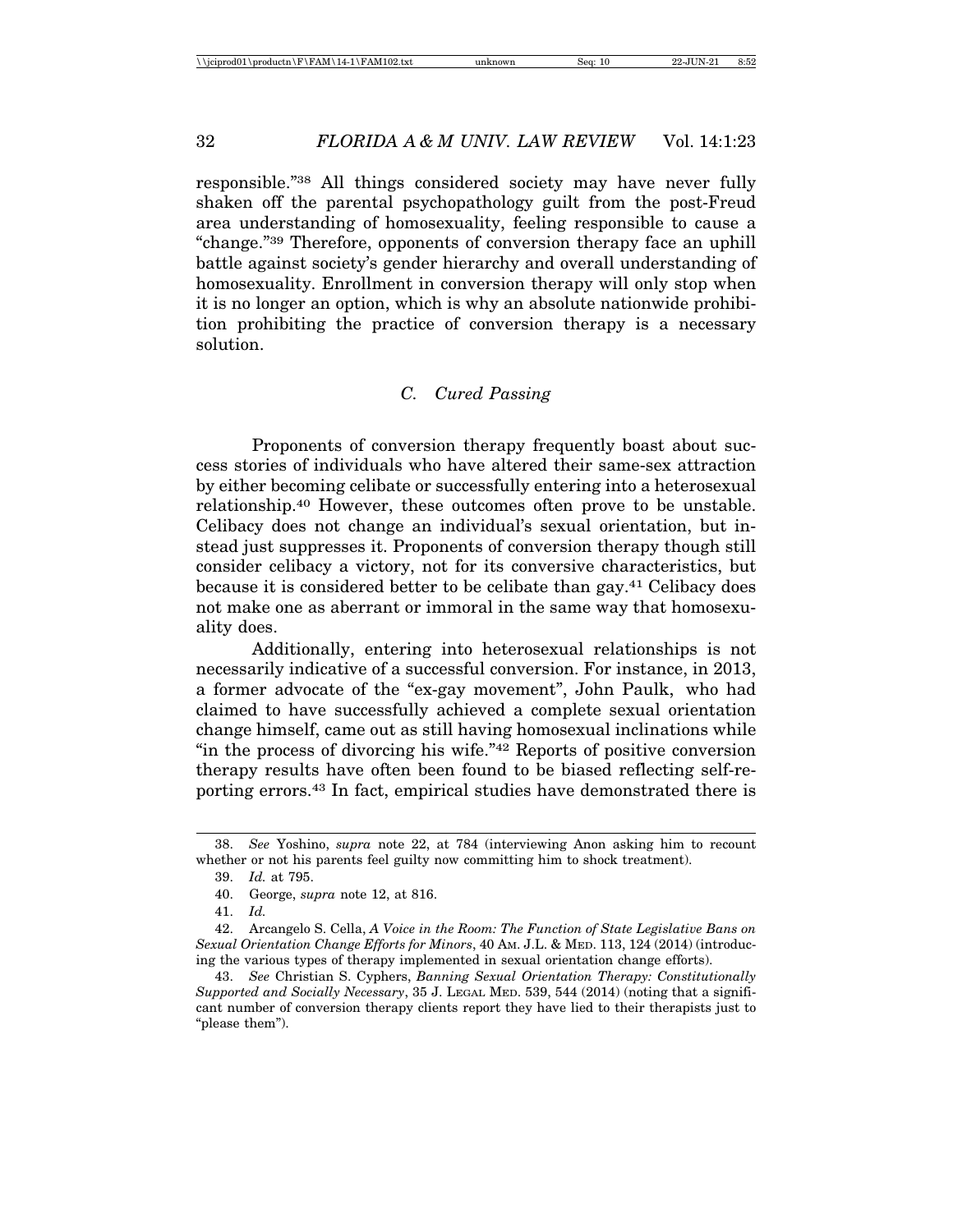responsible."[38] All things considered society may have never fully shaken off the parental psychopathology guilt from the post-Freud area understanding of homosexuality, feeling responsible to cause a "change."[39] Therefore, opponents of conversion therapy face an uphill battle against society's gender hierarchy and overall understanding of homosexuality. Enrollment in conversion therapy will only stop when it is no longer an option, which is why an absolute nationwide prohibition prohibiting the practice of conversion therapy is a necessary solution.

### *C. Cured Passing*

Proponents of conversion therapy frequently boast about success stories of individuals who have altered their same-sex attraction by either becoming celibate or successfully entering into a heterosexual relationship.[40] However, these outcomes often prove to be unstable. Celibacy does not change an individual's sexual orientation, but instead just suppresses it. Proponents of conversion therapy though still consider celibacy a victory, not for its conversive characteristics, but because it is considered better to be celibate than gay.[41] Celibacy does not make one as aberrant or immoral in the same way that homosexuality does.

Additionally, entering into heterosexual relationships is not necessarily indicative of a successful conversion. For instance, in 2013, a former advocate of the "ex-gay movement", John Paulk, who had claimed to have successfully achieved a complete sexual orientation change himself, came out as still having homosexual inclinations while "in the process of divorcing his wife."[42] Reports of positive conversion therapy results have often been found to be biased reflecting self-reporting errors.[43] In fact, empirical studies have demonstrated there is

---

38. *See* Yoshino, *supra* note 22, at 784 (interviewing Anon asking him to recount whether or not his parents feel guilty now committing him to shock treatment).

39. *Id.* at 795.

40. George, *supra* note 12, at 816.

41. *Id.*

42. Arcangelo S. Cella, *A Voice in the Room: The Function of State Legislative Bans on Sexual Orientation Change Efforts for Minors*, 40 AM. J.L. & MED. 113, 124 (2014) (introducing the various types of therapy implemented in sexual orientation change efforts).

43. *See* Christian S. Cyphers, *Banning Sexual Orientation Therapy: Constitutionally Supported and Socially Necessary*, 35 J. LEGAL MED. 539, 544 (2014) (noting that a significant number of conversion therapy clients report they have lied to their therapists just to "please them").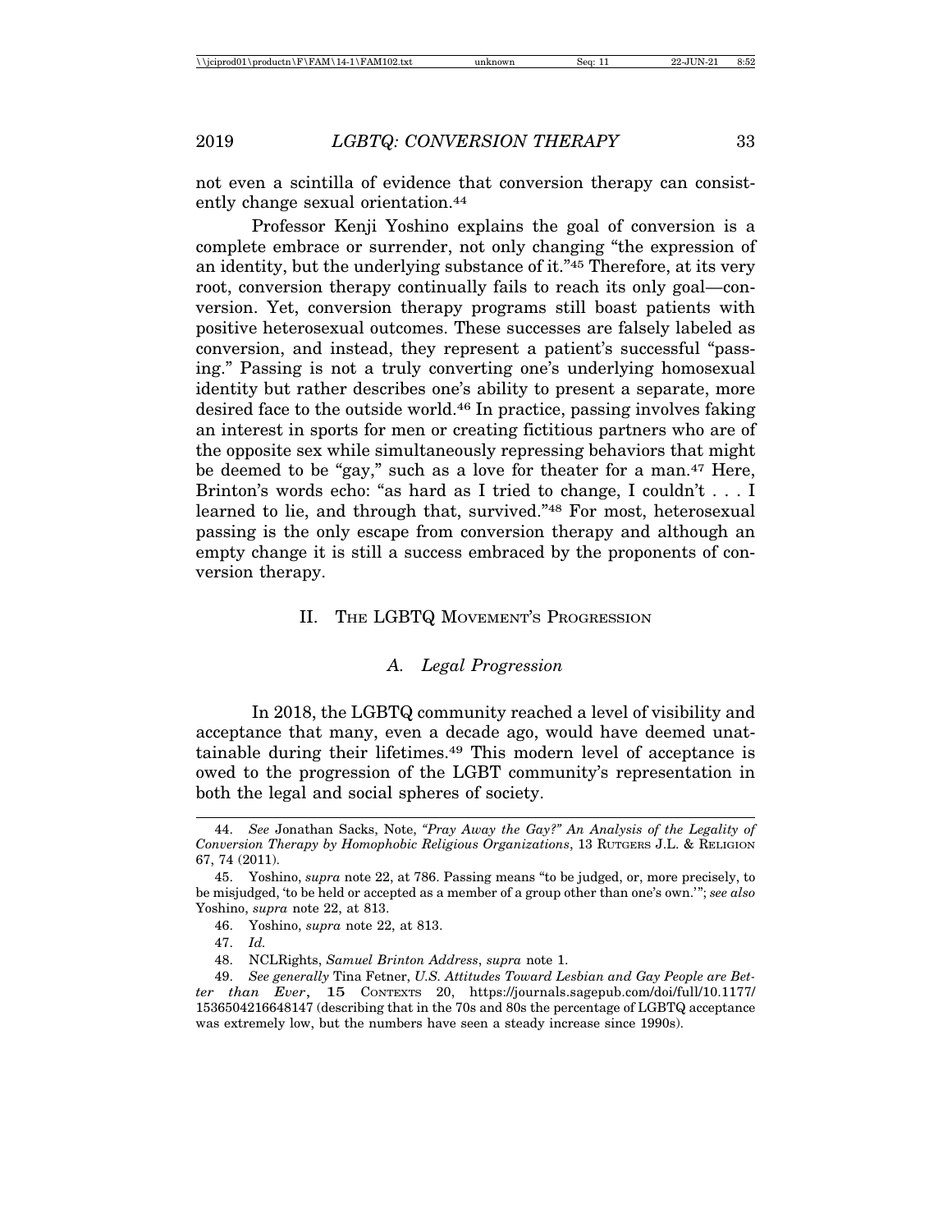not even a scintilla of evidence that conversion therapy can consistently change sexual orientation.[44]

Professor Kenji Yoshino explains the goal of conversion is a complete embrace or surrender, not only changing "the expression of an identity, but the underlying substance of it."[45] Therefore, at its very root, conversion therapy continually fails to reach its only goal—conversion. Yet, conversion therapy programs still boast patients with positive heterosexual outcomes. These successes are falsely labeled as conversion, and instead, they represent a patient's successful "passing." Passing is not a truly converting one's underlying homosexual identity but rather describes one's ability to present a separate, more desired face to the outside world.[46] In practice, passing involves faking an interest in sports for men or creating fictitious partners who are of the opposite sex while simultaneously repressing behaviors that might be deemed to be "gay," such as a love for theater for a man.[47] Here, Brinton's words echo: "as hard as I tried to change, I couldn't . . . I learned to lie, and through that, survived."[48] For most, heterosexual passing is the only escape from conversion therapy and although an empty change it is still a success embraced by the proponents of conversion therapy.

## II. The LGBTQ Movement's Progression

### *A. Legal Progression*

In 2018, the LGBTQ community reached a level of visibility and acceptance that many, even a decade ago, would have deemed unattainable during their lifetimes.[49] This modern level of acceptance is owed to the progression of the LGBT community's representation in both the legal and social spheres of society.

---

44. *See* Jonathan Sacks, Note, *"Pray Away the Gay?" An Analysis of the Legality of Conversion Therapy by Homophobic Religious Organizations*, 13 Rutgers J.L. & Religion 67, 74 (2011).

45. Yoshino, *supra* note 22, at 786. Passing means "to be judged, or, more precisely, to be misjudged, 'to be held or accepted as a member of a group other than one's own.'"; *see also* Yoshino, *supra* note 22, at 813.

46. Yoshino, *supra* note 22, at 813.

47. *Id.*

48. NCLRights, *Samuel Brinton Address*, *supra* note 1.

49. *See generally* Tina Fetner, *U.S. Attitudes Toward Lesbian and Gay People are Better than Ever*, **15** Contexts 20, https://journals.sagepub.com/doi/full/10.1177/1536504216648147 (describing that in the 70s and 80s the percentage of LGBTQ acceptance was extremely low, but the numbers have seen a steady increase since 1990s).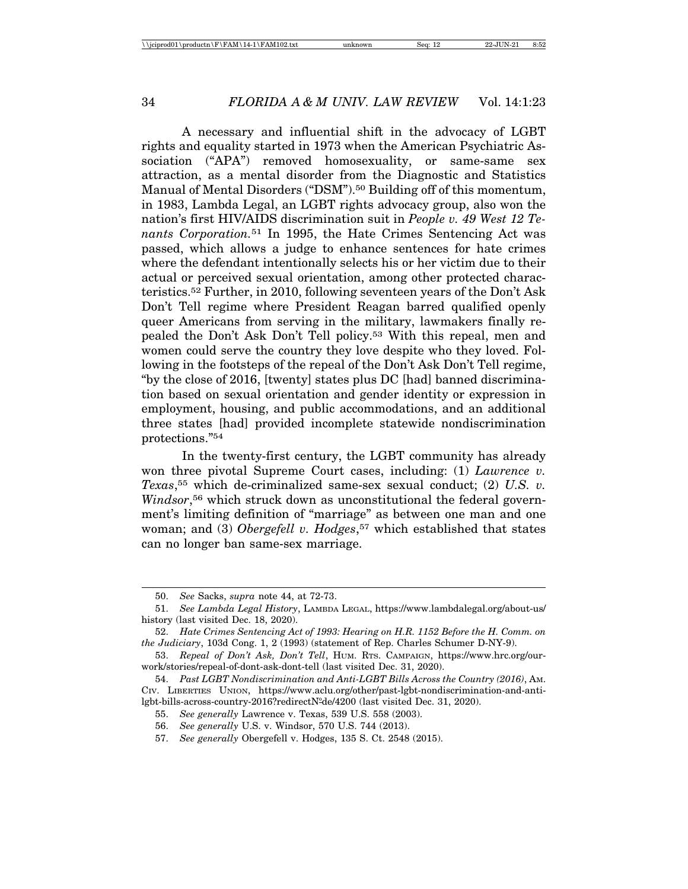A necessary and influential shift in the advocacy of LGBT rights and equality started in 1973 when the American Psychiatric Association ("APA") removed homosexuality, or same-same sex attraction, as a mental disorder from the Diagnostic and Statistics Manual of Mental Disorders ("DSM").[50] Building off of this momentum, in 1983, Lambda Legal, an LGBT rights advocacy group, also won the nation's first HIV/AIDS discrimination suit in *People v. 49 West 12 Tenants Corporation.*[51] In 1995, the Hate Crimes Sentencing Act was passed, which allows a judge to enhance sentences for hate crimes where the defendant intentionally selects his or her victim due to their actual or perceived sexual orientation, among other protected characteristics.[52] Further, in 2010, following seventeen years of the Don't Ask Don't Tell regime where President Reagan barred qualified openly queer Americans from serving in the military, lawmakers finally repealed the Don't Ask Don't Tell policy.[53] With this repeal, men and women could serve the country they love despite who they loved. Following in the footsteps of the repeal of the Don't Ask Don't Tell regime, "by the close of 2016, [twenty] states plus DC [had] banned discrimination based on sexual orientation and gender identity or expression in employment, housing, and public accommodations, and an additional three states [had] provided incomplete statewide nondiscrimination protections."[54]

In the twenty-first century, the LGBT community has already won three pivotal Supreme Court cases, including: (1) *Lawrence v. Texas*,[55] which de-criminalized same-sex sexual conduct; (2) *U.S. v. Windsor*,[56] which struck down as unconstitutional the federal government's limiting definition of "marriage" as between one man and one woman; and (3) *Obergefell v. Hodges*,[57] which established that states can no longer ban same-sex marriage.

---

50. *See* Sacks, *supra* note 44, at 72-73.

51. *See Lambda Legal History*, LAMBDA LEGAL, https://www.lambdalegal.org/about-us/history (last visited Dec. 18, 2020).

52. *Hate Crimes Sentencing Act of 1993: Hearing on H.R. 1152 Before the H. Comm. on the Judiciary*, 103d Cong. 1, 2 (1993) (statement of Rep. Charles Schumer D-NY-9).

53. *Repeal of Don't Ask, Don't Tell*, HUM. RTS. CAMPAIGN, https://www.hrc.org/our-work/stories/repeal-of-dont-ask-dont-tell (last visited Dec. 31, 2020).

54. *Past LGBT Nondiscrimination and Anti-LGBT Bills Across the Country (2016)*, AM. CIV. LIBERTIES UNION, https://www.aclu.org/other/past-lgbt-nondiscrimination-and-anti-lgbt-bills-across-country-2016?redirectNºde/4200 (last visited Dec. 31, 2020).

55. *See generally* Lawrence v. Texas, 539 U.S. 558 (2003).

56. *See generally* U.S. v. Windsor, 570 U.S. 744 (2013).

57. *See generally* Obergefell v. Hodges, 135 S. Ct. 2548 (2015).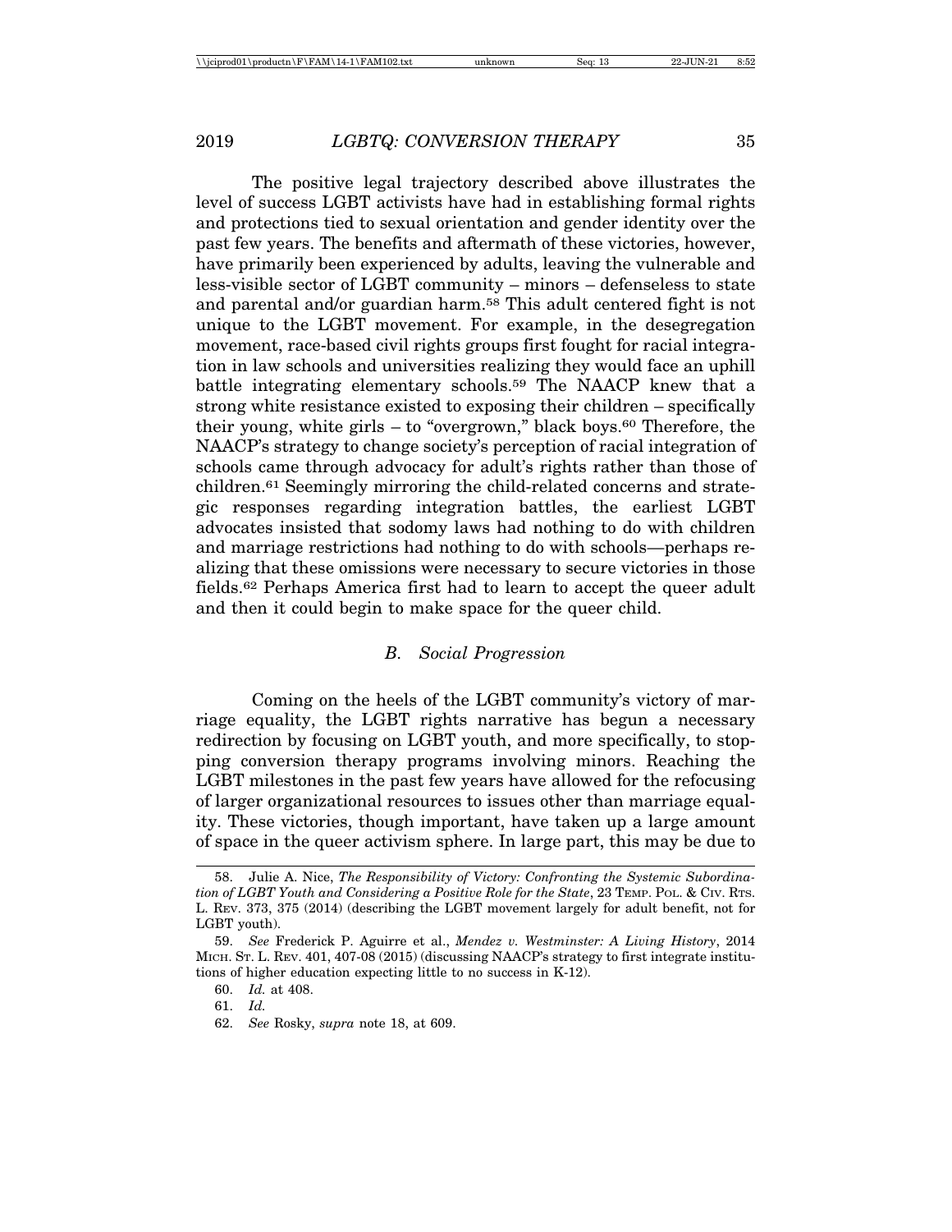The positive legal trajectory described above illustrates the level of success LGBT activists have had in establishing formal rights and protections tied to sexual orientation and gender identity over the past few years. The benefits and aftermath of these victories, however, have primarily been experienced by adults, leaving the vulnerable and less-visible sector of LGBT community – minors – defenseless to state and parental and/or guardian harm.[58] This adult centered fight is not unique to the LGBT movement. For example, in the desegregation movement, race-based civil rights groups first fought for racial integration in law schools and universities realizing they would face an uphill battle integrating elementary schools.[59] The NAACP knew that a strong white resistance existed to exposing their children – specifically their young, white girls – to "overgrown," black boys.[60] Therefore, the NAACP's strategy to change society's perception of racial integration of schools came through advocacy for adult's rights rather than those of children.[61] Seemingly mirroring the child-related concerns and strategic responses regarding integration battles, the earliest LGBT advocates insisted that sodomy laws had nothing to do with children and marriage restrictions had nothing to do with schools—perhaps realizing that these omissions were necessary to secure victories in those fields.[62] Perhaps America first had to learn to accept the queer adult and then it could begin to make space for the queer child.

### *B. Social Progression*

Coming on the heels of the LGBT community's victory of marriage equality, the LGBT rights narrative has begun a necessary redirection by focusing on LGBT youth, and more specifically, to stopping conversion therapy programs involving minors. Reaching the LGBT milestones in the past few years have allowed for the refocusing of larger organizational resources to issues other than marriage equality. These victories, though important, have taken up a large amount of space in the queer activism sphere. In large part, this may be due to

---

58. Julie A. Nice, *The Responsibility of Victory: Confronting the Systemic Subordination of LGBT Youth and Considering a Positive Role for the State*, 23 TEMP. POL. & CIV. RTS. L. REV. 373, 375 (2014) (describing the LGBT movement largely for adult benefit, not for LGBT youth).

59. *See* Frederick P. Aguirre et al., *Mendez v. Westminster: A Living History*, 2014 MICH. ST. L. REV. 401, 407-08 (2015) (discussing NAACP's strategy to first integrate institutions of higher education expecting little to no success in K-12).

60. *Id.* at 408.

61. *Id.*

62. *See* Rosky, *supra* note 18, at 609.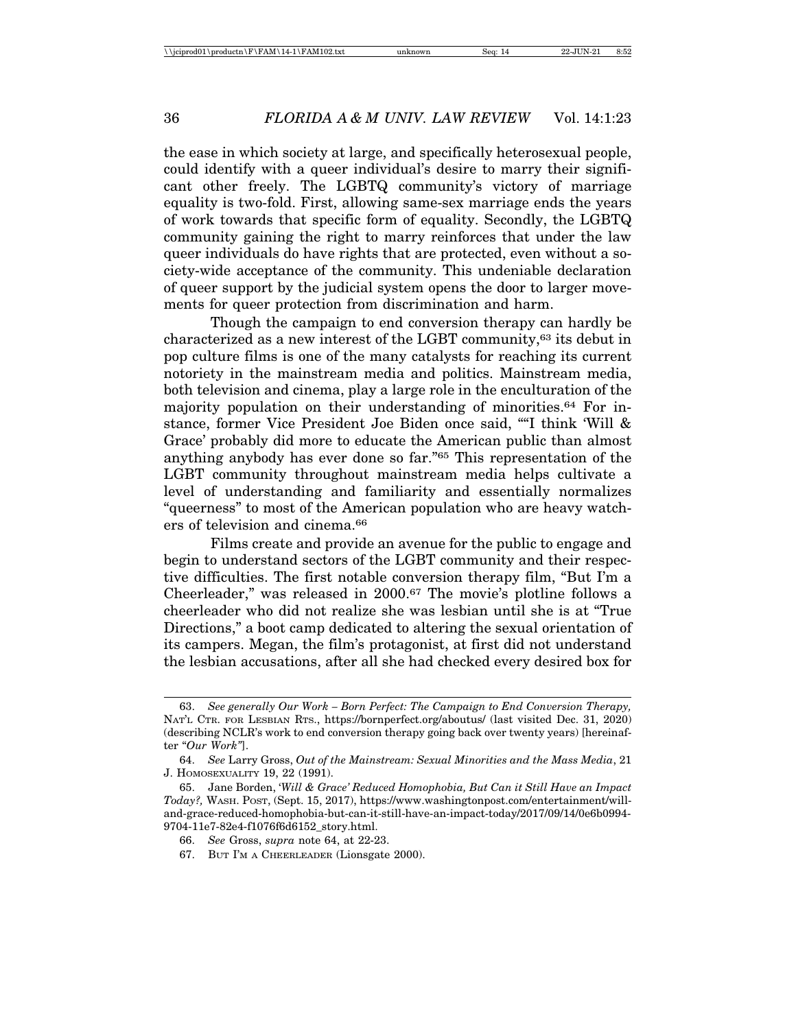the ease in which society at large, and specifically heterosexual people, could identify with a queer individual's desire to marry their significant other freely. The LGBTQ community's victory of marriage equality is two-fold. First, allowing same-sex marriage ends the years of work towards that specific form of equality. Secondly, the LGBTQ community gaining the right to marry reinforces that under the law queer individuals do have rights that are protected, even without a society-wide acceptance of the community. This undeniable declaration of queer support by the judicial system opens the door to larger movements for queer protection from discrimination and harm.

Though the campaign to end conversion therapy can hardly be characterized as a new interest of the LGBT community,[63] its debut in pop culture films is one of the many catalysts for reaching its current notoriety in the mainstream media and politics. Mainstream media, both television and cinema, play a large role in the enculturation of the majority population on their understanding of minorities.[64] For instance, former Vice President Joe Biden once said, ""I think 'Will & Grace' probably did more to educate the American public than almost anything anybody has ever done so far."[65] This representation of the LGBT community throughout mainstream media helps cultivate a level of understanding and familiarity and essentially normalizes "queerness" to most of the American population who are heavy watchers of television and cinema.[66]

Films create and provide an avenue for the public to engage and begin to understand sectors of the LGBT community and their respective difficulties. The first notable conversion therapy film, "But I'm a Cheerleader," was released in 2000.[67] The movie's plotline follows a cheerleader who did not realize she was lesbian until she is at "True Directions," a boot camp dedicated to altering the sexual orientation of its campers. Megan, the film's protagonist, at first did not understand the lesbian accusations, after all she had checked every desired box for

---

63. *See generally Our Work – Born Perfect: The Campaign to End Conversion Therapy,* NAT'L CTR. FOR LESBIAN RTS., https://bornperfect.org/aboutus/ (last visited Dec. 31, 2020) (describing NCLR's work to end conversion therapy going back over twenty years) [hereinafter "*Our Work*"].

64. *See* Larry Gross, *Out of the Mainstream: Sexual Minorities and the Mass Media*, 21 J. HOMOSEXUALITY 19, 22 (1991).

65. Jane Borden, *'Will & Grace' Reduced Homophobia, But Can it Still Have an Impact Today?,* WASH. POST, (Sept. 15, 2017), https://www.washingtonpost.com/entertainment/will-and-grace-reduced-homophobia-but-can-it-still-have-an-impact-today/2017/09/14/0e6b0994-9704-11e7-82e4-f1076f6d6152_story.html.

66. *See* Gross, *supra* note 64, at 22-23.

67. BUT I'M A CHEERLEADER (Lionsgate 2000).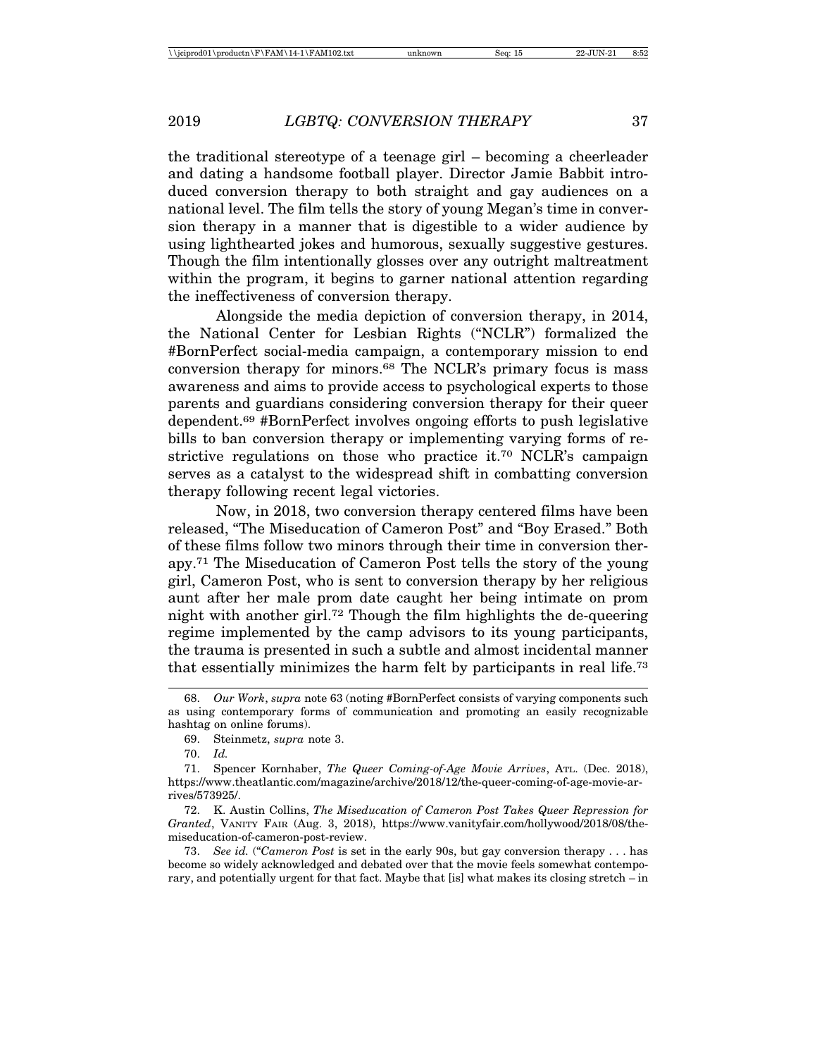the traditional stereotype of a teenage girl – becoming a cheerleader and dating a handsome football player. Director Jamie Babbit introduced conversion therapy to both straight and gay audiences on a national level. The film tells the story of young Megan's time in conversion therapy in a manner that is digestible to a wider audience by using lighthearted jokes and humorous, sexually suggestive gestures. Though the film intentionally glosses over any outright maltreatment within the program, it begins to garner national attention regarding the ineffectiveness of conversion therapy.

Alongside the media depiction of conversion therapy, in 2014, the National Center for Lesbian Rights ("NCLR") formalized the #BornPerfect social-media campaign, a contemporary mission to end conversion therapy for minors.[68] The NCLR's primary focus is mass awareness and aims to provide access to psychological experts to those parents and guardians considering conversion therapy for their queer dependent.[69] #BornPerfect involves ongoing efforts to push legislative bills to ban conversion therapy or implementing varying forms of restrictive regulations on those who practice it.[70] NCLR's campaign serves as a catalyst to the widespread shift in combatting conversion therapy following recent legal victories.

Now, in 2018, two conversion therapy centered films have been released, "The Miseducation of Cameron Post" and "Boy Erased." Both of these films follow two minors through their time in conversion therapy.[71] The Miseducation of Cameron Post tells the story of the young girl, Cameron Post, who is sent to conversion therapy by her religious aunt after her male prom date caught her being intimate on prom night with another girl.[72] Though the film highlights the de-queering regime implemented by the camp advisors to its young participants, the trauma is presented in such a subtle and almost incidental manner that essentially minimizes the harm felt by participants in real life.[73]

---

68. *Our Work*, *supra* note 63 (noting #BornPerfect consists of varying components such as using contemporary forms of communication and promoting an easily recognizable hashtag on online forums).

69. Steinmetz, *supra* note 3.

70. *Id.*

71. Spencer Kornhaber, *The Queer Coming-of-Age Movie Arrives*, ATL. (Dec. 2018), https://www.theatlantic.com/magazine/archive/2018/12/the-queer-coming-of-age-movie-arrives/573925/.

72. K. Austin Collins, *The Miseducation of Cameron Post Takes Queer Repression for Granted*, VANITY FAIR (Aug. 3, 2018), https://www.vanityfair.com/hollywood/2018/08/the-miseducation-of-cameron-post-review.

73. *See id.* ("*Cameron Post* is set in the early 90s, but gay conversion therapy . . . has become so widely acknowledged and debated over that the movie feels somewhat contemporary, and potentially urgent for that fact. Maybe that [is] what makes its closing stretch – in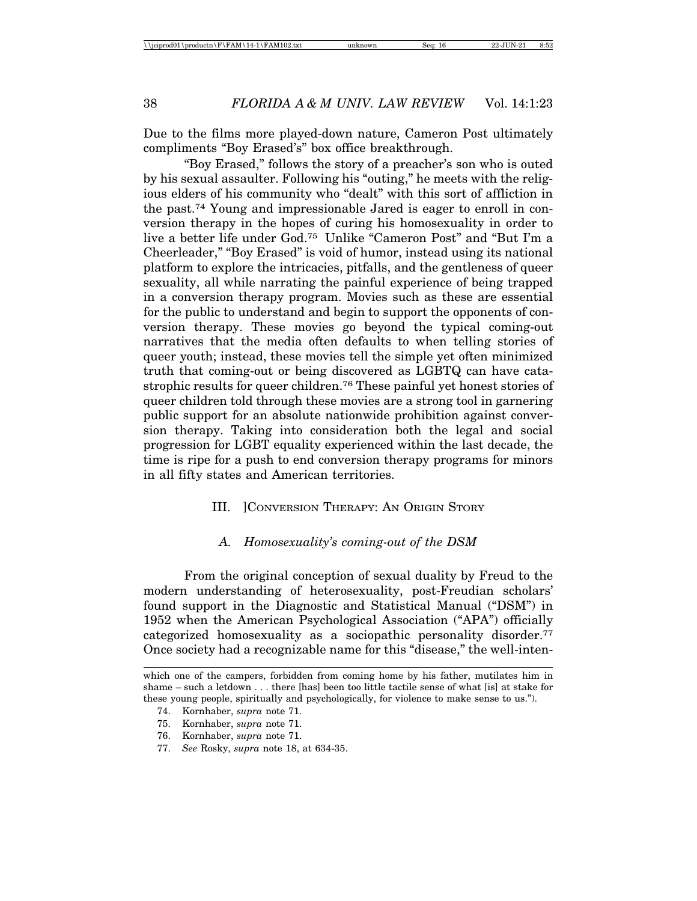Due to the films more played-down nature, Cameron Post ultimately compliments "Boy Erased's" box office breakthrough.

"Boy Erased," follows the story of a preacher's son who is outed by his sexual assaulter. Following his "outing," he meets with the religious elders of his community who "dealt" with this sort of affliction in the past.[74] Young and impressionable Jared is eager to enroll in conversion therapy in the hopes of curing his homosexuality in order to live a better life under God.[75] Unlike "Cameron Post" and "But I'm a Cheerleader," "Boy Erased" is void of humor, instead using its national platform to explore the intricacies, pitfalls, and the gentleness of queer sexuality, all while narrating the painful experience of being trapped in a conversion therapy program. Movies such as these are essential for the public to understand and begin to support the opponents of conversion therapy. These movies go beyond the typical coming-out narratives that the media often defaults to when telling stories of queer youth; instead, these movies tell the simple yet often minimized truth that coming-out or being discovered as LGBTQ can have catastrophic results for queer children.[76] These painful yet honest stories of queer children told through these movies are a strong tool in garnering public support for an absolute nationwide prohibition against conversion therapy. Taking into consideration both the legal and social progression for LGBT equality experienced within the last decade, the time is ripe for a push to end conversion therapy programs for minors in all fifty states and American territories.

## III. ]Conversion Therapy: An Origin Story

### A. *Homosexuality's coming-out of the DSM*

From the original conception of sexual duality by Freud to the modern understanding of heterosexuality, post-Freudian scholars' found support in the Diagnostic and Statistical Manual ("DSM") in 1952 when the American Psychological Association ("APA") officially categorized homosexuality as a sociopathic personality disorder.[77] Once society had a recognizable name for this "disease," the well-inten-

---

which one of the campers, forbidden from coming home by his father, mutilates him in shame – such a letdown . . . there [has] been too little tactile sense of what [is] at stake for these young people, spiritually and psychologically, for violence to make sense to us.").

74. Kornhaber, *supra* note 71.
75. Kornhaber, *supra* note 71.
76. Kornhaber, *supra* note 71.
77. *See* Rosky, *supra* note 18, at 634-35.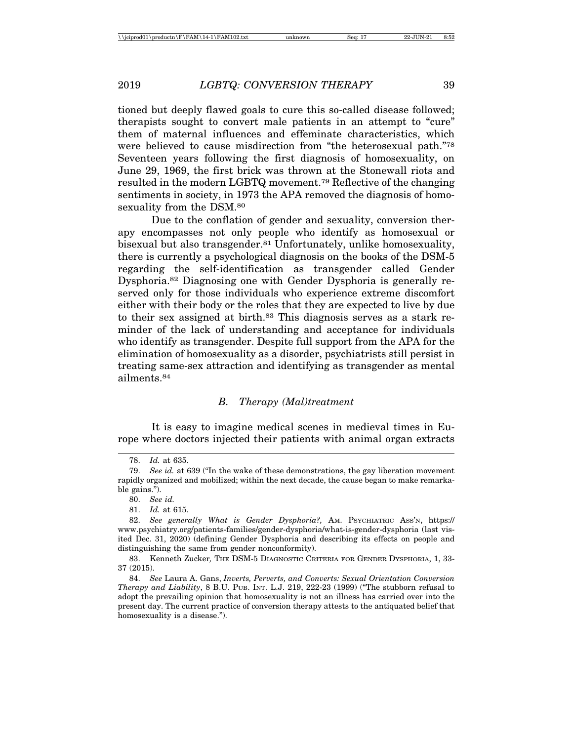tioned but deeply flawed goals to cure this so-called disease followed; therapists sought to convert male patients in an attempt to "cure" them of maternal influences and effeminate characteristics, which were believed to cause misdirection from "the heterosexual path."[78] Seventeen years following the first diagnosis of homosexuality, on June 29, 1969, the first brick was thrown at the Stonewall riots and resulted in the modern LGBTQ movement.[79] Reflective of the changing sentiments in society, in 1973 the APA removed the diagnosis of homosexuality from the DSM.[80]

Due to the conflation of gender and sexuality, conversion therapy encompasses not only people who identify as homosexual or bisexual but also transgender.[81] Unfortunately, unlike homosexuality, there is currently a psychological diagnosis on the books of the DSM-5 regarding the self-identification as transgender called Gender Dysphoria.[82] Diagnosing one with Gender Dysphoria is generally reserved only for those individuals who experience extreme discomfort either with their body or the roles that they are expected to live by due to their sex assigned at birth.[83] This diagnosis serves as a stark reminder of the lack of understanding and acceptance for individuals who identify as transgender. Despite full support from the APA for the elimination of homosexuality as a disorder, psychiatrists still persist in treating same-sex attraction and identifying as transgender as mental ailments.[84]

### *B. Therapy (Mal)treatment*

It is easy to imagine medical scenes in medieval times in Europe where doctors injected their patients with animal organ extracts

---

78. *Id.* at 635.

79. *See id.* at 639 ("In the wake of these demonstrations, the gay liberation movement rapidly organized and mobilized; within the next decade, the cause began to make remarkable gains.").

80. *See id.*

81. *Id.* at 615.

82. *See generally What is Gender Dysphoria?,* AM. PSYCHIATRIC ASS'N, https://www.psychiatry.org/patients-families/gender-dysphoria/what-is-gender-dysphoria (last visited Dec. 31, 2020) (defining Gender Dysphoria and describing its effects on people and distinguishing the same from gender nonconformity).

83. Kenneth Zucker, THE DSM-5 DIAGNOSTIC CRITERIA FOR GENDER DYSPHORIA, 1, 33-37 (2015).

84. *See* Laura A. Gans, *Inverts, Perverts, and Converts: Sexual Orientation Conversion Therapy and Liability*, 8 B.U. PUB. INT. L.J. 219, 222-23 (1999) ("The stubborn refusal to adopt the prevailing opinion that homosexuality is not an illness has carried over into the present day. The current practice of conversion therapy attests to the antiquated belief that homosexuality is a disease.").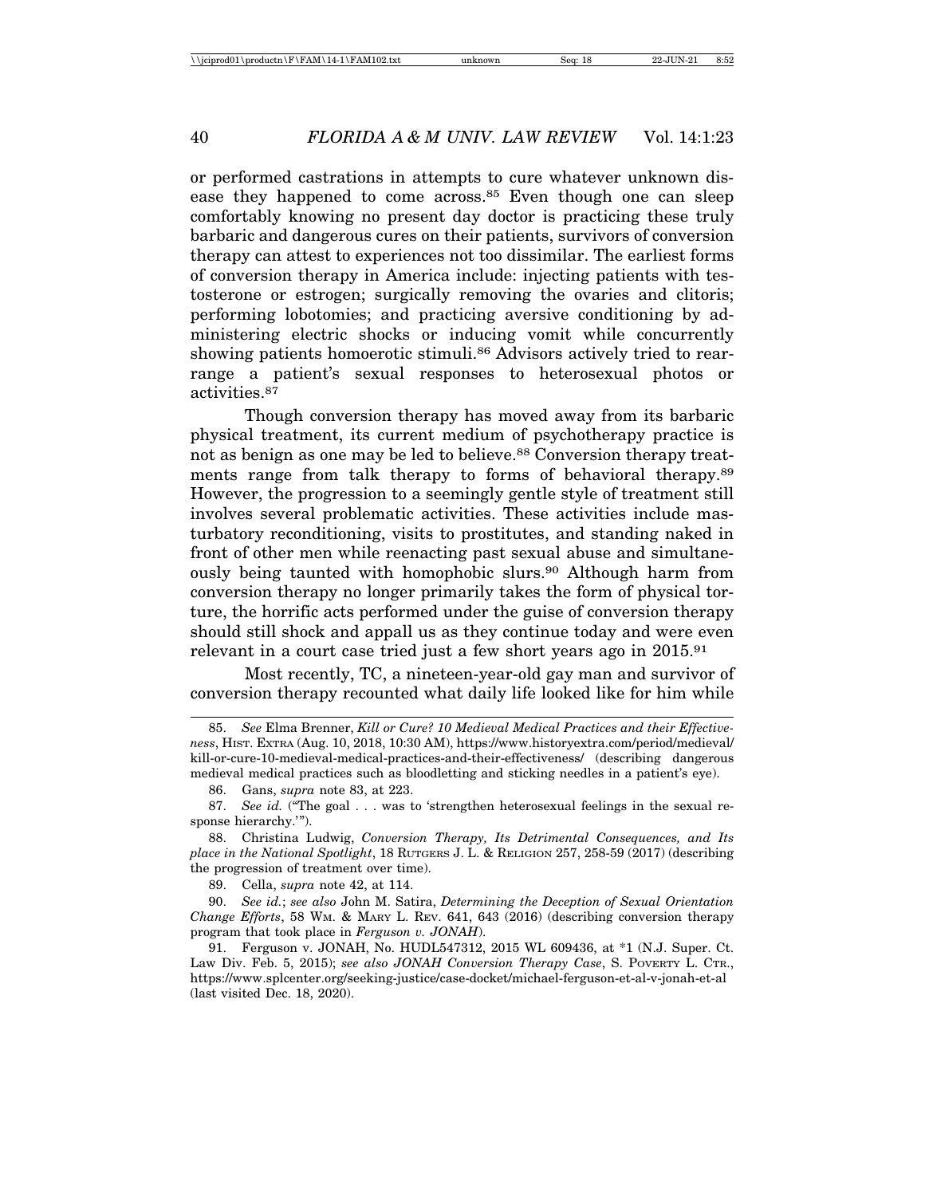or performed castrations in attempts to cure whatever unknown disease they happened to come across.[85] Even though one can sleep comfortably knowing no present day doctor is practicing these truly barbaric and dangerous cures on their patients, survivors of conversion therapy can attest to experiences not too dissimilar. The earliest forms of conversion therapy in America include: injecting patients with testosterone or estrogen; surgically removing the ovaries and clitoris; performing lobotomies; and practicing aversive conditioning by administering electric shocks or inducing vomit while concurrently showing patients homoerotic stimuli.[86] Advisors actively tried to rearrange a patient's sexual responses to heterosexual photos or activities.[87]

Though conversion therapy has moved away from its barbaric physical treatment, its current medium of psychotherapy practice is not as benign as one may be led to believe.[88] Conversion therapy treatments range from talk therapy to forms of behavioral therapy.[89] However, the progression to a seemingly gentle style of treatment still involves several problematic activities. These activities include masturbatory reconditioning, visits to prostitutes, and standing naked in front of other men while reenacting past sexual abuse and simultaneously being taunted with homophobic slurs.[90] Although harm from conversion therapy no longer primarily takes the form of physical torture, the horrific acts performed under the guise of conversion therapy should still shock and appall us as they continue today and were even relevant in a court case tried just a few short years ago in 2015.[91]

Most recently, TC, a nineteen-year-old gay man and survivor of conversion therapy recounted what daily life looked like for him while

---

85. *See* Elma Brenner, *Kill or Cure? 10 Medieval Medical Practices and their Effectiveness*, HIST. EXTRA (Aug. 10, 2018, 10:30 AM), https://www.historyextra.com/period/medieval/kill-or-cure-10-medieval-medical-practices-and-their-effectiveness/ (describing dangerous medieval medical practices such as bloodletting and sticking needles in a patient's eye).

86. Gans, *supra* note 83, at 223.

87. *See id.* ("The goal . . . was to 'strengthen heterosexual feelings in the sexual response hierarchy.'").

88. Christina Ludwig, *Conversion Therapy, Its Detrimental Consequences, and Its place in the National Spotlight*, 18 RUTGERS J. L. & RELIGION 257, 258-59 (2017) (describing the progression of treatment over time).

89. Cella, *supra* note 42, at 114.

90. *See id.*; *see also* John M. Satira, *Determining the Deception of Sexual Orientation Change Efforts*, 58 WM. & MARY L. REV. 641, 643 (2016) (describing conversion therapy program that took place in *Ferguson v. JONAH*).

91. Ferguson v. JONAH, No. HUDL547312, 2015 WL 609436, at *1 (N.J. Super. Ct. Law Div. Feb. 5, 2015); *see also JONAH Conversion Therapy Case*, S. POVERTY L. CTR., https://www.splcenter.org/seeking-justice/case-docket/michael-ferguson-et-al-v-jonah-et-al (last visited Dec. 18, 2020).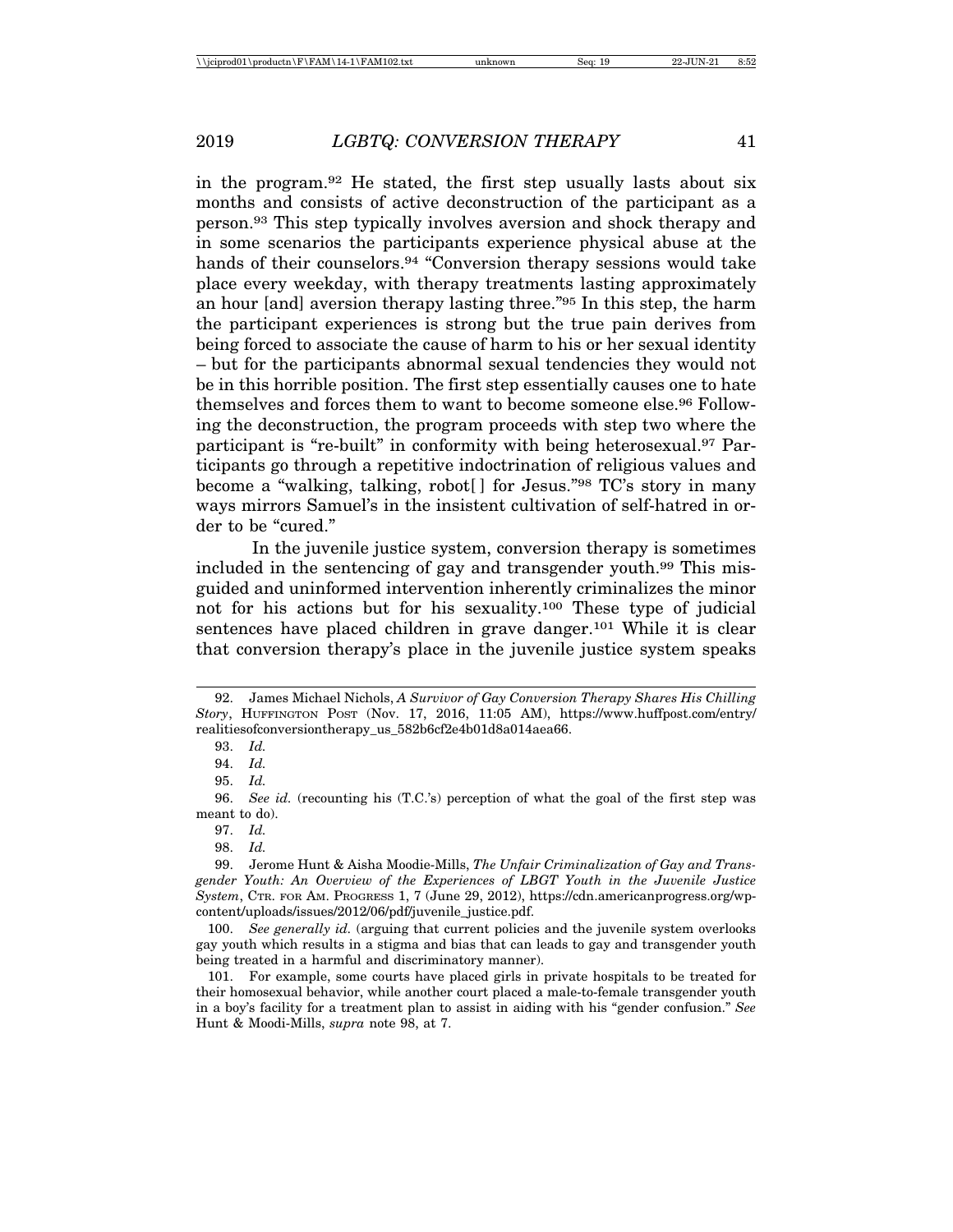in the program.[92] He stated, the first step usually lasts about six months and consists of active deconstruction of the participant as a person.[93] This step typically involves aversion and shock therapy and in some scenarios the participants experience physical abuse at the hands of their counselors.[94] "Conversion therapy sessions would take place every weekday, with therapy treatments lasting approximately an hour [and] aversion therapy lasting three."[95] In this step, the harm the participant experiences is strong but the true pain derives from being forced to associate the cause of harm to his or her sexual identity – but for the participants abnormal sexual tendencies they would not be in this horrible position. The first step essentially causes one to hate themselves and forces them to want to become someone else.[96] Following the deconstruction, the program proceeds with step two where the participant is "re-built" in conformity with being heterosexual.[97] Participants go through a repetitive indoctrination of religious values and become a "walking, talking, robot[ ] for Jesus."[98] TC's story in many ways mirrors Samuel's in the insistent cultivation of self-hatred in order to be "cured."

In the juvenile justice system, conversion therapy is sometimes included in the sentencing of gay and transgender youth.[99] This misguided and uninformed intervention inherently criminalizes the minor not for his actions but for his sexuality.[100] These type of judicial sentences have placed children in grave danger.[101] While it is clear that conversion therapy's place in the juvenile justice system speaks

---

92. James Michael Nichols, *A Survivor of Gay Conversion Therapy Shares His Chilling Story*, HUFFINGTON POST (Nov. 17, 2016, 11:05 AM), https://www.huffpost.com/entry/realitiesofconversiontherapy_us_582b6cf2e4b01d8a014aea66.

93. *Id.*

94. *Id.*

95. *Id.*

96. *See id.* (recounting his (T.C.'s) perception of what the goal of the first step was meant to do).

97. *Id.*

98. *Id.*

99. Jerome Hunt & Aisha Moodie-Mills, *The Unfair Criminalization of Gay and Transgender Youth: An Overview of the Experiences of LBGT Youth in the Juvenile Justice System*, CTR. FOR AM. PROGRESS 1, 7 (June 29, 2012), https://cdn.americanprogress.org/wp-content/uploads/issues/2012/06/pdf/juvenile_justice.pdf.

100. *See generally id.* (arguing that current policies and the juvenile system overlooks gay youth which results in a stigma and bias that can leads to gay and transgender youth being treated in a harmful and discriminatory manner).

101. For example, some courts have placed girls in private hospitals to be treated for their homosexual behavior, while another court placed a male-to-female transgender youth in a boy's facility for a treatment plan to assist in aiding with his "gender confusion." *See* Hunt & Moodi-Mills, *supra* note 98, at 7.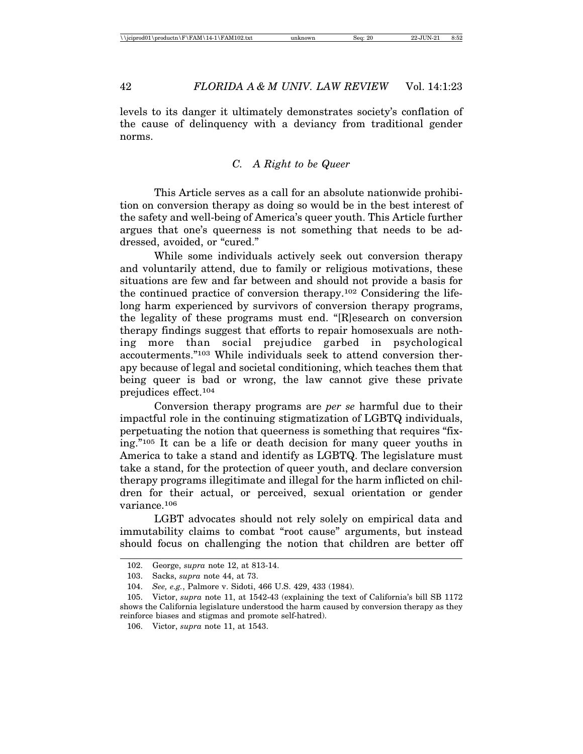levels to its danger it ultimately demonstrates society's conflation of the cause of delinquency with a deviancy from traditional gender norms.

### C. *A Right to be Queer*

This Article serves as a call for an absolute nationwide prohibition on conversion therapy as doing so would be in the best interest of the safety and well-being of America's queer youth. This Article further argues that one's queerness is not something that needs to be addressed, avoided, or "cured."

While some individuals actively seek out conversion therapy and voluntarily attend, due to family or religious motivations, these situations are few and far between and should not provide a basis for the continued practice of conversion therapy.[102] Considering the lifelong harm experienced by survivors of conversion therapy programs, the legality of these programs must end. "[R]esearch on conversion therapy findings suggest that efforts to repair homosexuals are nothing more than social prejudice garbed in psychological accouterments."[103] While individuals seek to attend conversion therapy because of legal and societal conditioning, which teaches them that being queer is bad or wrong, the law cannot give these private prejudices effect.[104]

Conversion therapy programs are *per se* harmful due to their impactful role in the continuing stigmatization of LGBTQ individuals, perpetuating the notion that queerness is something that requires "fixing."[105] It can be a life or death decision for many queer youths in America to take a stand and identify as LGBTQ. The legislature must take a stand, for the protection of queer youth, and declare conversion therapy programs illegitimate and illegal for the harm inflicted on children for their actual, or perceived, sexual orientation or gender variance.[106]

LGBT advocates should not rely solely on empirical data and immutability claims to combat "root cause" arguments, but instead should focus on challenging the notion that children are better off

---

102. George, *supra* note 12, at 813-14.

103. Sacks, *supra* note 44, at 73.

104. *See, e.g.*, Palmore v. Sidoti, 466 U.S. 429, 433 (1984).

105. Victor, *supra* note 11, at 1542-43 (explaining the text of California's bill SB 1172 shows the California legislature understood the harm caused by conversion therapy as they reinforce biases and stigmas and promote self-hatred).

106. Victor, *supra* note 11, at 1543.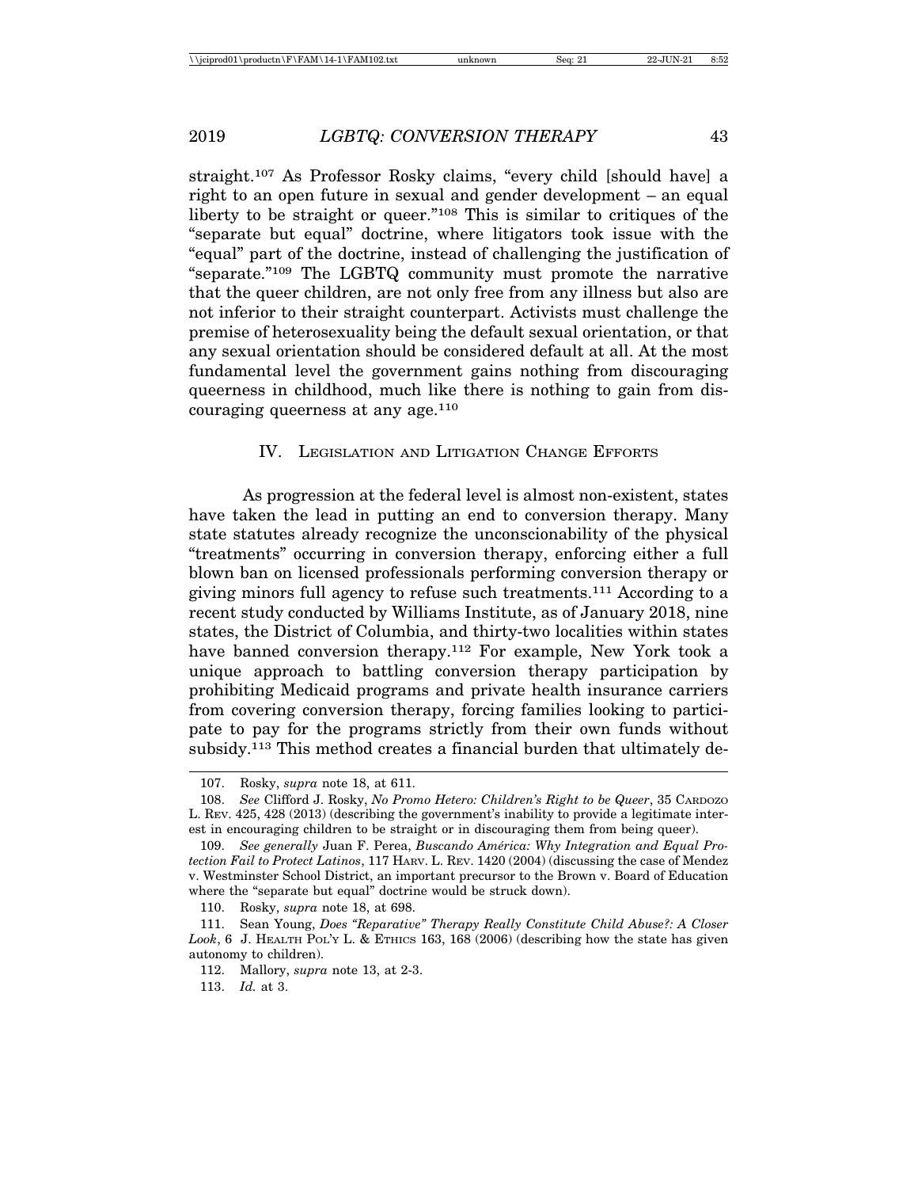straight.[107] As Professor Rosky claims, "every child [should have] a right to an open future in sexual and gender development – an equal liberty to be straight or queer."[108] This is similar to critiques of the "separate but equal" doctrine, where litigators took issue with the "equal" part of the doctrine, instead of challenging the justification of "separate."[109] The LGBTQ community must promote the narrative that the queer children, are not only free from any illness but also are not inferior to their straight counterpart. Activists must challenge the premise of heterosexuality being the default sexual orientation, or that any sexual orientation should be considered default at all. At the most fundamental level the government gains nothing from discouraging queerness in childhood, much like there is nothing to gain from discouraging queerness at any age.[110]

## IV. Legislation and Litigation Change Efforts

As progression at the federal level is almost non-existent, states have taken the lead in putting an end to conversion therapy. Many state statutes already recognize the unconscionability of the physical "treatments" occurring in conversion therapy, enforcing either a full blown ban on licensed professionals performing conversion therapy or giving minors full agency to refuse such treatments.[111] According to a recent study conducted by Williams Institute, as of January 2018, nine states, the District of Columbia, and thirty-two localities within states have banned conversion therapy.[112] For example, New York took a unique approach to battling conversion therapy participation by prohibiting Medicaid programs and private health insurance carriers from covering conversion therapy, forcing families looking to participate to pay for the programs strictly from their own funds without subsidy.[113] This method creates a financial burden that ultimately de-

---

107. Rosky, *supra* note 18, at 611.

108. *See* Clifford J. Rosky, *No Promo Hetero: Children's Right to be Queer*, 35 Cardozo L. Rev. 425, 428 (2013) (describing the government's inability to provide a legitimate interest in encouraging children to be straight or in discouraging them from being queer).

109. *See generally* Juan F. Perea, *Buscando América: Why Integration and Equal Protection Fail to Protect Latinos*, 117 Harv. L. Rev. 1420 (2004) (discussing the case of Mendez v. Westminster School District, an important precursor to the Brown v. Board of Education where the "separate but equal" doctrine would be struck down).

110. Rosky, *supra* note 18, at 698.

111. Sean Young, *Does "Reparative" Therapy Really Constitute Child Abuse?: A Closer Look*, 6 J. Health Pol'y L. & Ethics 163, 168 (2006) (describing how the state has given autonomy to children).

112. Mallory, *supra* note 13, at 2-3.

113. *Id.* at 3.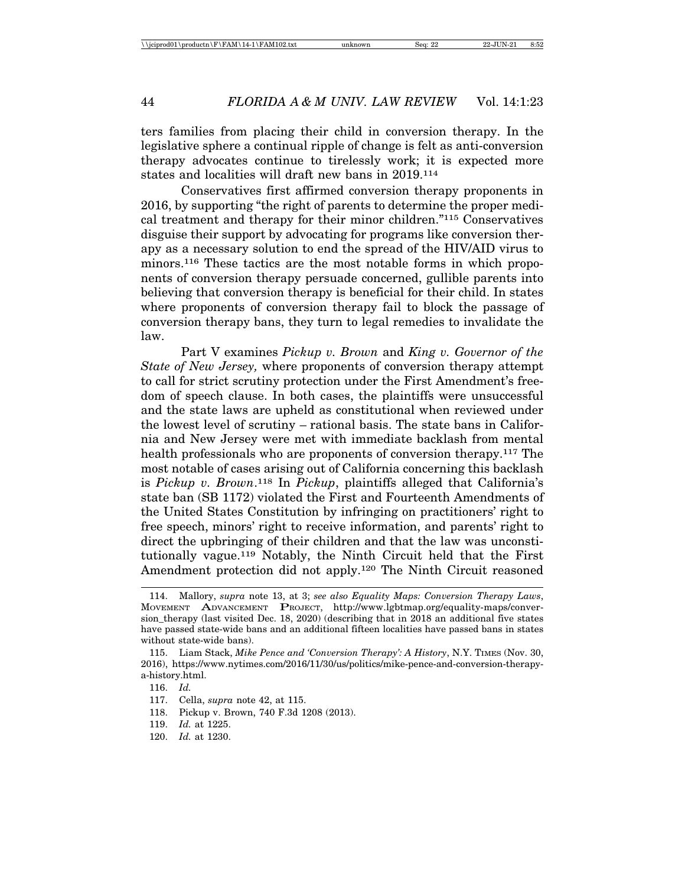ters families from placing their child in conversion therapy. In the legislative sphere a continual ripple of change is felt as anti-conversion therapy advocates continue to tirelessly work; it is expected more states and localities will draft new bans in 2019.[114]

Conservatives first affirmed conversion therapy proponents in 2016, by supporting "the right of parents to determine the proper medical treatment and therapy for their minor children."[115] Conservatives disguise their support by advocating for programs like conversion therapy as a necessary solution to end the spread of the HIV/AID virus to minors.[116] These tactics are the most notable forms in which proponents of conversion therapy persuade concerned, gullible parents into believing that conversion therapy is beneficial for their child. In states where proponents of conversion therapy fail to block the passage of conversion therapy bans, they turn to legal remedies to invalidate the law.

Part V examines *Pickup v. Brown* and *King v. Governor of the State of New Jersey,* where proponents of conversion therapy attempt to call for strict scrutiny protection under the First Amendment's freedom of speech clause. In both cases, the plaintiffs were unsuccessful and the state laws are upheld as constitutional when reviewed under the lowest level of scrutiny – rational basis. The state bans in California and New Jersey were met with immediate backlash from mental health professionals who are proponents of conversion therapy.[117] The most notable of cases arising out of California concerning this backlash is *Pickup v. Brown*.[118] In *Pickup*, plaintiffs alleged that California's state ban (SB 1172) violated the First and Fourteenth Amendments of the United States Constitution by infringing on practitioners' right to free speech, minors' right to receive information, and parents' right to direct the upbringing of their children and that the law was unconstitutionally vague.[119] Notably, the Ninth Circuit held that the First Amendment protection did not apply.[120] The Ninth Circuit reasoned

---

114. Mallory, *supra* note 13, at 3; *see also Equality Maps: Conversion Therapy Laws*, MOVEMENT ADVANCEMENT PROJECT, http://www.lgbtmap.org/equality-maps/conversion_therapy (last visited Dec. 18, 2020) (describing that in 2018 an additional five states have passed state-wide bans and an additional fifteen localities have passed bans in states without state-wide bans).

115. Liam Stack, *Mike Pence and 'Conversion Therapy': A History*, N.Y. TIMES (Nov. 30, 2016), https://www.nytimes.com/2016/11/30/us/politics/mike-pence-and-conversion-therapy-a-history.html.

116. *Id.*

117. Cella, *supra* note 42, at 115.

118. Pickup v. Brown, 740 F.3d 1208 (2013).

119. *Id.* at 1225.

120. *Id.* at 1230.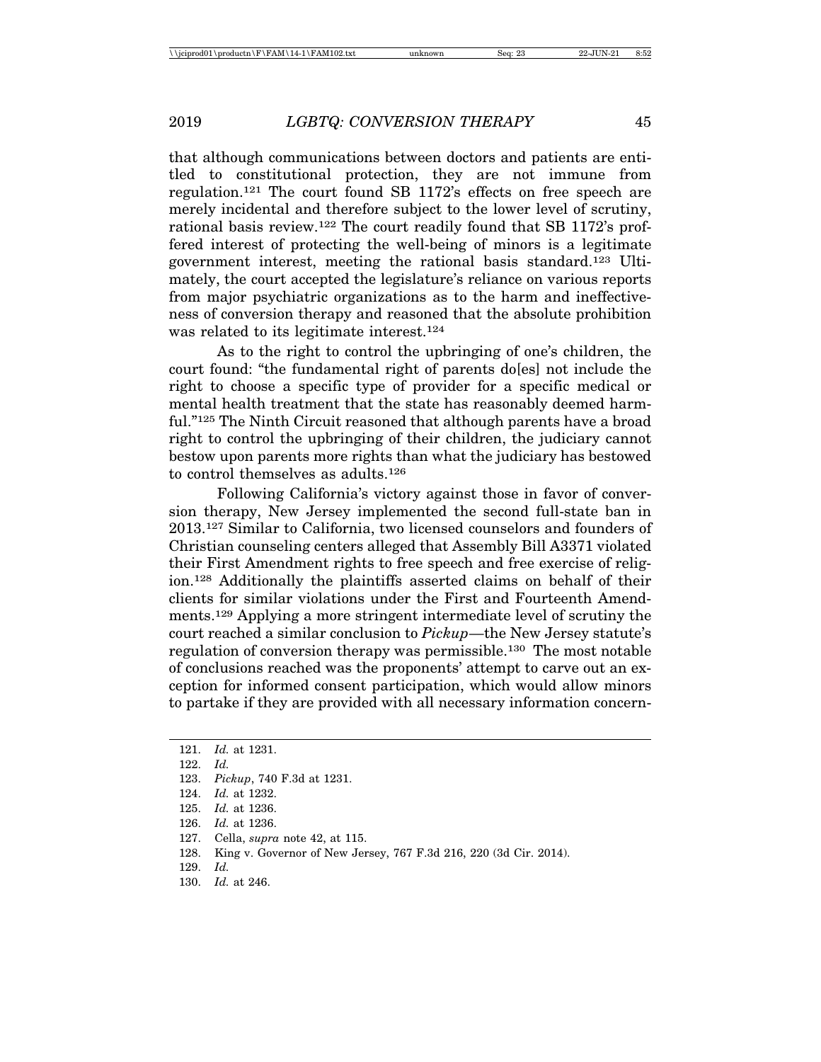that although communications between doctors and patients are entitled to constitutional protection, they are not immune from regulation.[121] The court found SB 1172's effects on free speech are merely incidental and therefore subject to the lower level of scrutiny, rational basis review.[122] The court readily found that SB 1172's proffered interest of protecting the well-being of minors is a legitimate government interest, meeting the rational basis standard.[123] Ultimately, the court accepted the legislature's reliance on various reports from major psychiatric organizations as to the harm and ineffectiveness of conversion therapy and reasoned that the absolute prohibition was related to its legitimate interest.[124]

As to the right to control the upbringing of one's children, the court found: "the fundamental right of parents do[es] not include the right to choose a specific type of provider for a specific medical or mental health treatment that the state has reasonably deemed harmful."[125] The Ninth Circuit reasoned that although parents have a broad right to control the upbringing of their children, the judiciary cannot bestow upon parents more rights than what the judiciary has bestowed to control themselves as adults.[126]

Following California's victory against those in favor of conversion therapy, New Jersey implemented the second full-state ban in 2013.[127] Similar to California, two licensed counselors and founders of Christian counseling centers alleged that Assembly Bill A3371 violated their First Amendment rights to free speech and free exercise of religion.[128] Additionally the plaintiffs asserted claims on behalf of their clients for similar violations under the First and Fourteenth Amendments.[129] Applying a more stringent intermediate level of scrutiny the court reached a similar conclusion to *Pickup*—the New Jersey statute's regulation of conversion therapy was permissible.[130] The most notable of conclusions reached was the proponents' attempt to carve out an exception for informed consent participation, which would allow minors to partake if they are provided with all necessary information concern-

---

121. *Id.* at 1231.
122. *Id.*
123. *Pickup*, 740 F.3d at 1231.
124. *Id.* at 1232.
125. *Id.* at 1236.
126. *Id.* at 1236.
127. Cella, *supra* note 42, at 115.
128. King v. Governor of New Jersey, 767 F.3d 216, 220 (3d Cir. 2014).
129. *Id.*
130. *Id.* at 246.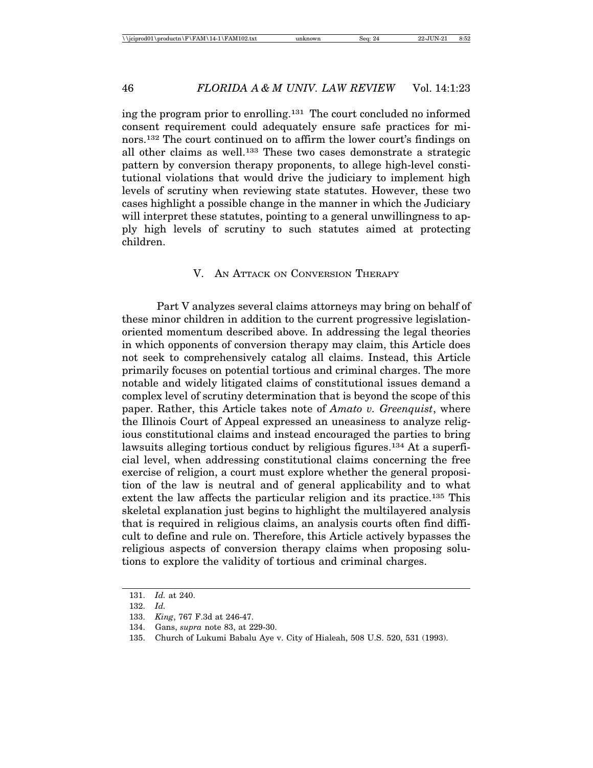ing the program prior to enrolling.[131] The court concluded no informed consent requirement could adequately ensure safe practices for minors.[132] The court continued on to affirm the lower court's findings on all other claims as well.[133] These two cases demonstrate a strategic pattern by conversion therapy proponents, to allege high-level constitutional violations that would drive the judiciary to implement high levels of scrutiny when reviewing state statutes. However, these two cases highlight a possible change in the manner in which the Judiciary will interpret these statutes, pointing to a general unwillingness to apply high levels of scrutiny to such statutes aimed at protecting children.

## V. An Attack on Conversion Therapy

Part V analyzes several claims attorneys may bring on behalf of these minor children in addition to the current progressive legislation-oriented momentum described above. In addressing the legal theories in which opponents of conversion therapy may claim, this Article does not seek to comprehensively catalog all claims. Instead, this Article primarily focuses on potential tortious and criminal charges. The more notable and widely litigated claims of constitutional issues demand a complex level of scrutiny determination that is beyond the scope of this paper. Rather, this Article takes note of *Amato v. Greenquist*, where the Illinois Court of Appeal expressed an uneasiness to analyze religious constitutional claims and instead encouraged the parties to bring lawsuits alleging tortious conduct by religious figures.[134] At a superficial level, when addressing constitutional claims concerning the free exercise of religion, a court must explore whether the general proposition of the law is neutral and of general applicability and to what extent the law affects the particular religion and its practice.[135] This skeletal explanation just begins to highlight the multilayered analysis that is required in religious claims, an analysis courts often find difficult to define and rule on. Therefore, this Article actively bypasses the religious aspects of conversion therapy claims when proposing solutions to explore the validity of tortious and criminal charges.

---

131. *Id.* at 240.

132. *Id.*

133. *King*, 767 F.3d at 246-47.

134. Gans, *supra* note 83, at 229-30.

135. Church of Lukumi Babalu Aye v. City of Hialeah, 508 U.S. 520, 531 (1993).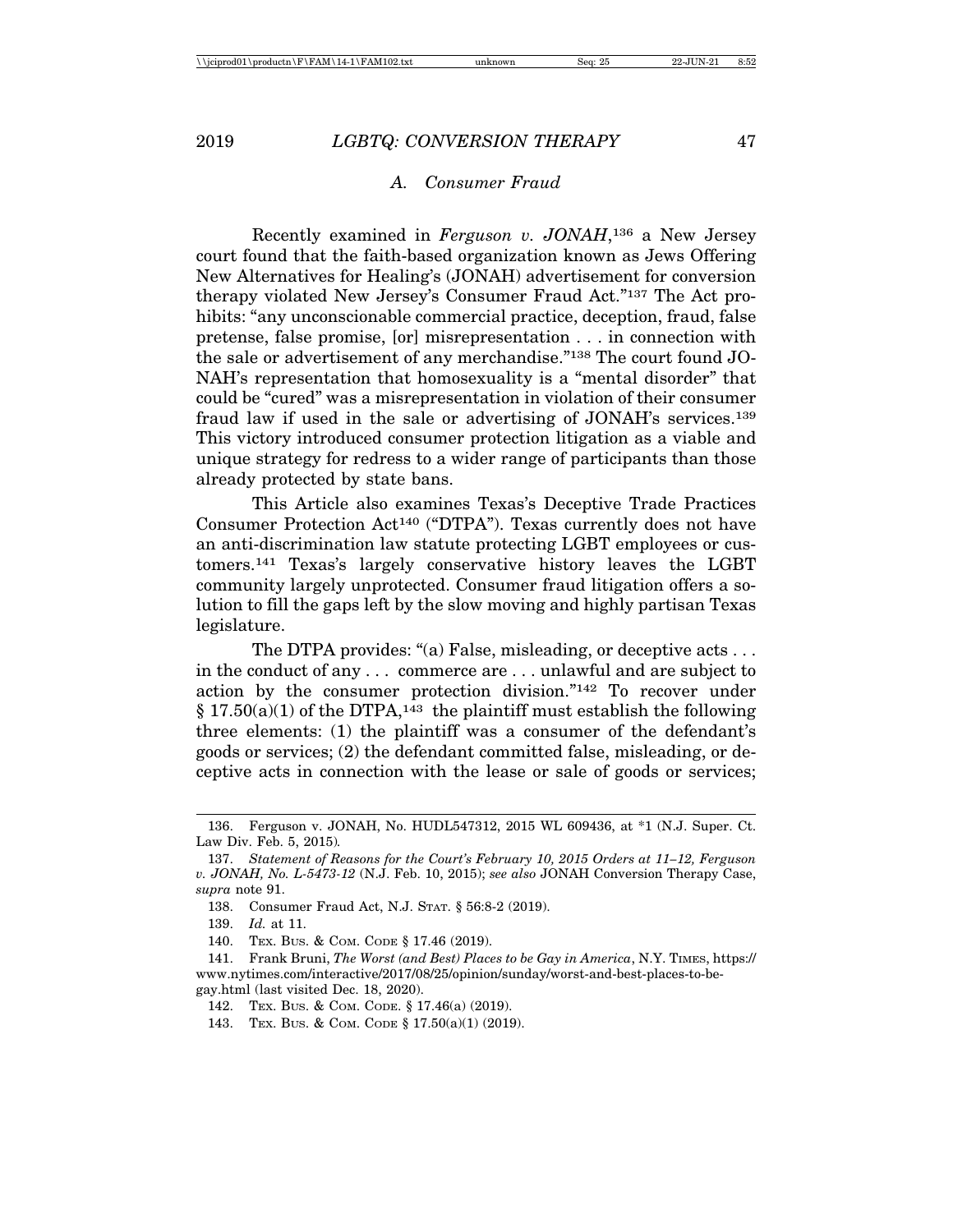### A. Consumer Fraud

Recently examined in *Ferguson v. JONAH*,[136] a New Jersey court found that the faith-based organization known as Jews Offering New Alternatives for Healing's (JONAH) advertisement for conversion therapy violated New Jersey's Consumer Fraud Act."[137] The Act prohibits: "any unconscionable commercial practice, deception, fraud, false pretense, false promise, [or] misrepresentation . . . in connection with the sale or advertisement of any merchandise."[138] The court found JONAH's representation that homosexuality is a "mental disorder" that could be "cured" was a misrepresentation in violation of their consumer fraud law if used in the sale or advertising of JONAH's services.[139] This victory introduced consumer protection litigation as a viable and unique strategy for redress to a wider range of participants than those already protected by state bans.

This Article also examines Texas's Deceptive Trade Practices Consumer Protection Act[140] ("DTPA"). Texas currently does not have an anti-discrimination law statute protecting LGBT employees or customers.[141] Texas's largely conservative history leaves the LGBT community largely unprotected. Consumer fraud litigation offers a solution to fill the gaps left by the slow moving and highly partisan Texas legislature.

The DTPA provides: "(a) False, misleading, or deceptive acts . . . in the conduct of any . . . commerce are . . . unlawful and are subject to action by the consumer protection division."[142] To recover under § 17.50(a)(1) of the DTPA,[143] the plaintiff must establish the following three elements: (1) the plaintiff was a consumer of the defendant's goods or services; (2) the defendant committed false, misleading, or deceptive acts in connection with the lease or sale of goods or services;

---

136. Ferguson v. JONAH, No. HUDL547312, 2015 WL 609436, at *1 (N.J. Super. Ct. Law Div. Feb. 5, 2015).

137. *Statement of Reasons for the Court's February 10, 2015 Orders at 11–12, Ferguson v. JONAH, No. L-5473-12* (N.J. Feb. 10, 2015); *see also* JONAH Conversion Therapy Case, *supra* note 91.

138. Consumer Fraud Act, N.J. STAT. § 56:8-2 (2019).

139. *Id.* at 11.

140. TEX. BUS. & COM. CODE § 17.46 (2019).

141. Frank Bruni, *The Worst (and Best) Places to be Gay in America*, N.Y. TIMES, https://www.nytimes.com/interactive/2017/08/25/opinion/sunday/worst-and-best-places-to-be-gay.html (last visited Dec. 18, 2020).

142. TEX. BUS. & COM. CODE. § 17.46(a) (2019).

143. TEX. BUS. & COM. CODE § 17.50(a)(1) (2019).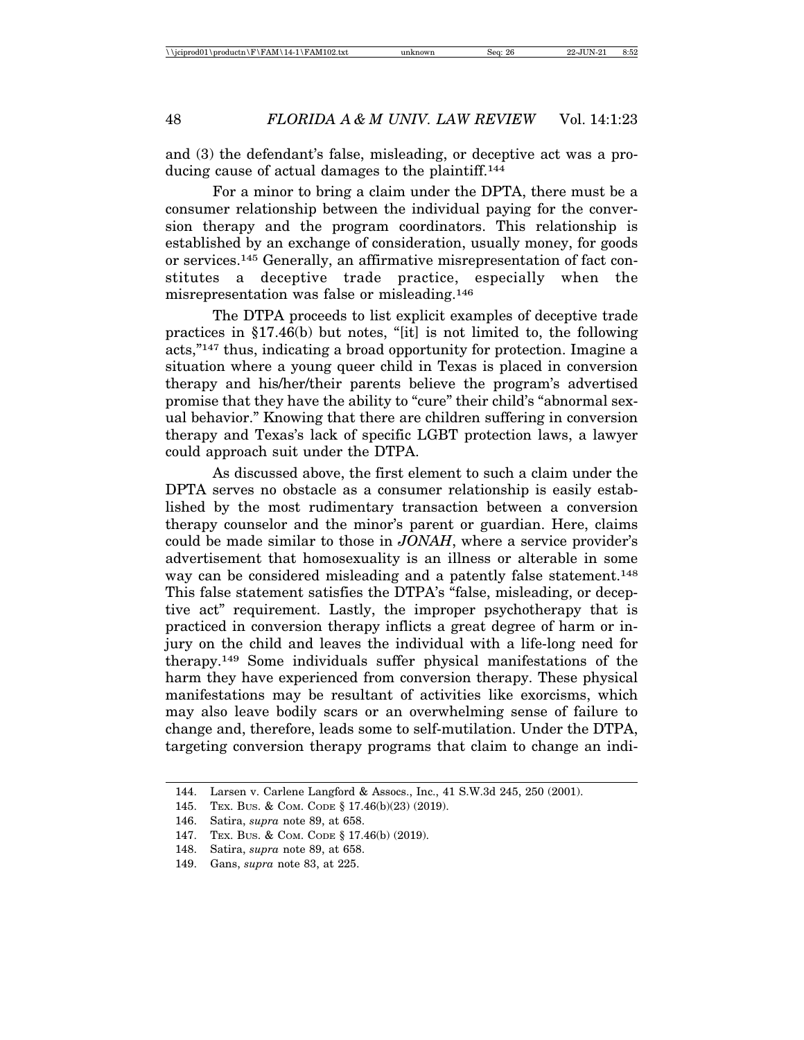and (3) the defendant's false, misleading, or deceptive act was a producing cause of actual damages to the plaintiff.[144]

For a minor to bring a claim under the DPTA, there must be a consumer relationship between the individual paying for the conversion therapy and the program coordinators. This relationship is established by an exchange of consideration, usually money, for goods or services.[145] Generally, an affirmative misrepresentation of fact constitutes a deceptive trade practice, especially when the misrepresentation was false or misleading.[146]

The DTPA proceeds to list explicit examples of deceptive trade practices in §17.46(b) but notes, "[it] is not limited to, the following acts,"[147] thus, indicating a broad opportunity for protection. Imagine a situation where a young queer child in Texas is placed in conversion therapy and his/her/their parents believe the program's advertised promise that they have the ability to "cure" their child's "abnormal sexual behavior." Knowing that there are children suffering in conversion therapy and Texas's lack of specific LGBT protection laws, a lawyer could approach suit under the DTPA.

As discussed above, the first element to such a claim under the DPTA serves no obstacle as a consumer relationship is easily established by the most rudimentary transaction between a conversion therapy counselor and the minor's parent or guardian. Here, claims could be made similar to those in *JONAH*, where a service provider's advertisement that homosexuality is an illness or alterable in some way can be considered misleading and a patently false statement.[148] This false statement satisfies the DTPA's "false, misleading, or deceptive act" requirement. Lastly, the improper psychotherapy that is practiced in conversion therapy inflicts a great degree of harm or injury on the child and leaves the individual with a life-long need for therapy.[149] Some individuals suffer physical manifestations of the harm they have experienced from conversion therapy. These physical manifestations may be resultant of activities like exorcisms, which may also leave bodily scars or an overwhelming sense of failure to change and, therefore, leads some to self-mutilation. Under the DTPA, targeting conversion therapy programs that claim to change an indi-

---

144. Larsen v. Carlene Langford & Assocs., Inc., 41 S.W.3d 245, 250 (2001).

145. TEX. BUS. & COM. CODE § 17.46(b)(23) (2019).

146. Satira, *supra* note 89, at 658.

147. TEX. BUS. & COM. CODE § 17.46(b) (2019).

148. Satira, *supra* note 89, at 658.

149. Gans, *supra* note 83, at 225.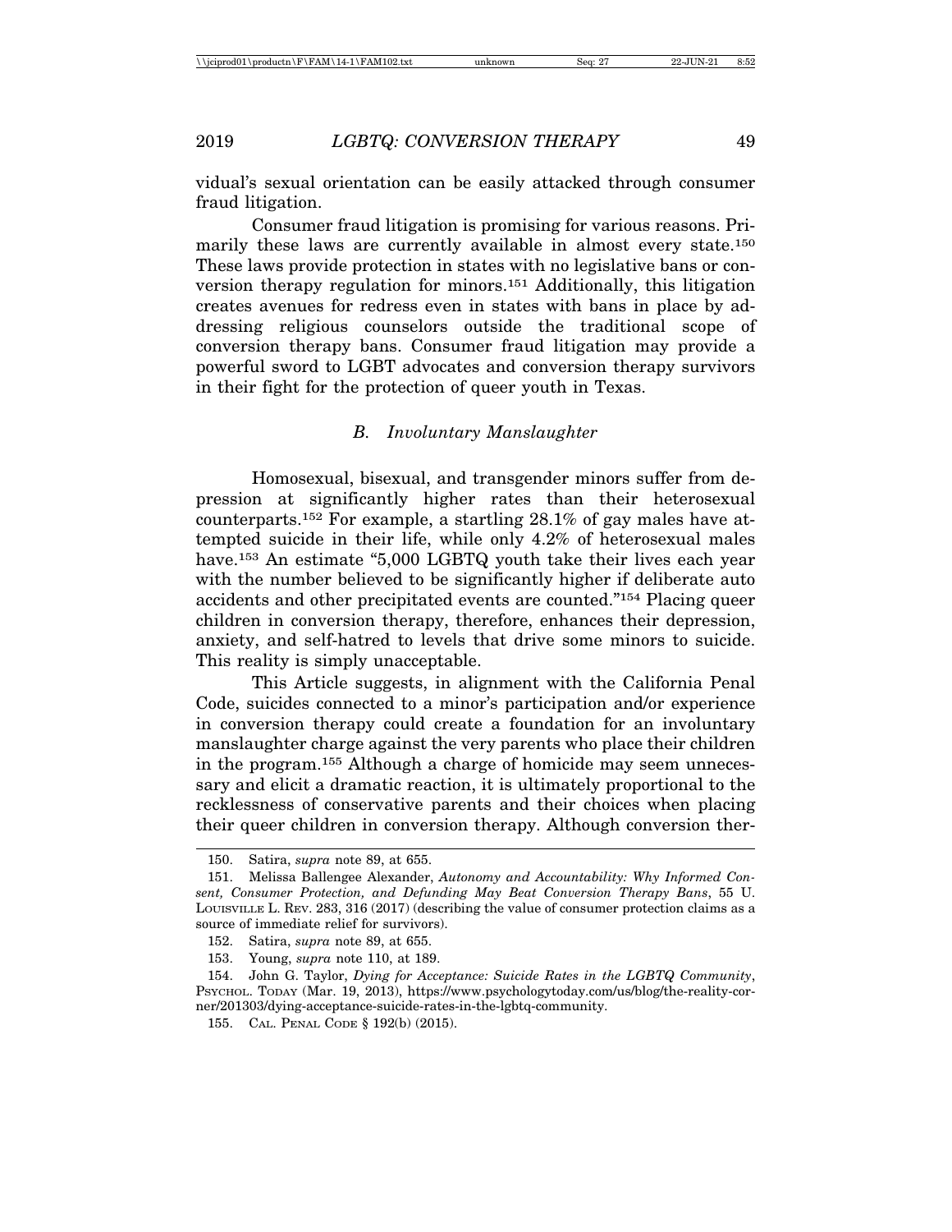vidual's sexual orientation can be easily attacked through consumer fraud litigation.

Consumer fraud litigation is promising for various reasons. Primarily these laws are currently available in almost every state.[150] These laws provide protection in states with no legislative bans or conversion therapy regulation for minors.[151] Additionally, this litigation creates avenues for redress even in states with bans in place by addressing religious counselors outside the traditional scope of conversion therapy bans. Consumer fraud litigation may provide a powerful sword to LGBT advocates and conversion therapy survivors in their fight for the protection of queer youth in Texas.

### *B. Involuntary Manslaughter*

Homosexual, bisexual, and transgender minors suffer from depression at significantly higher rates than their heterosexual counterparts.[152] For example, a startling 28.1% of gay males have attempted suicide in their life, while only 4.2% of heterosexual males have.[153] An estimate "5,000 LGBTQ youth take their lives each year with the number believed to be significantly higher if deliberate auto accidents and other precipitated events are counted."[154] Placing queer children in conversion therapy, therefore, enhances their depression, anxiety, and self-hatred to levels that drive some minors to suicide. This reality is simply unacceptable.

This Article suggests, in alignment with the California Penal Code, suicides connected to a minor's participation and/or experience in conversion therapy could create a foundation for an involuntary manslaughter charge against the very parents who place their children in the program.[155] Although a charge of homicide may seem unnecessary and elicit a dramatic reaction, it is ultimately proportional to the recklessness of conservative parents and their choices when placing their queer children in conversion therapy. Although conversion ther-

---

150. Satira, *supra* note 89, at 655.

151. Melissa Ballengee Alexander, *Autonomy and Accountability: Why Informed Consent, Consumer Protection, and Defunding May Beat Conversion Therapy Bans*, 55 U. LOUISVILLE L. REV. 283, 316 (2017) (describing the value of consumer protection claims as a source of immediate relief for survivors).

152. Satira, *supra* note 89, at 655.

153. Young, *supra* note 110, at 189.

154. John G. Taylor, *Dying for Acceptance: Suicide Rates in the LGBTQ Community*, PSYCHOL. TODAY (Mar. 19, 2013), https://www.psychologytoday.com/us/blog/the-reality-corner/201303/dying-acceptance-suicide-rates-in-the-lgbtq-community.

155. CAL. PENAL CODE § 192(b) (2015).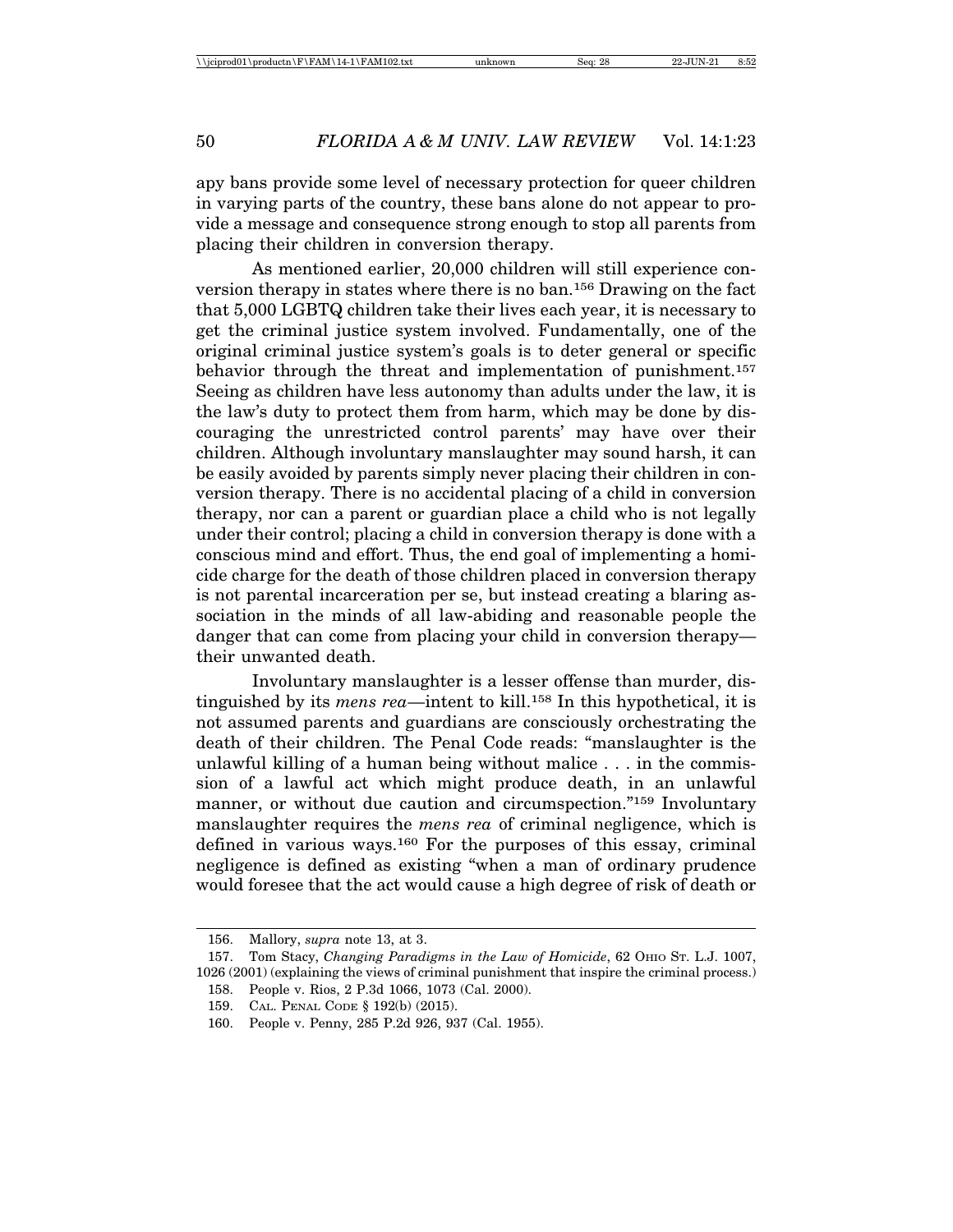apy bans provide some level of necessary protection for queer children in varying parts of the country, these bans alone do not appear to provide a message and consequence strong enough to stop all parents from placing their children in conversion therapy.

As mentioned earlier, 20,000 children will still experience conversion therapy in states where there is no ban.[156] Drawing on the fact that 5,000 LGBTQ children take their lives each year, it is necessary to get the criminal justice system involved. Fundamentally, one of the original criminal justice system's goals is to deter general or specific behavior through the threat and implementation of punishment.[157] Seeing as children have less autonomy than adults under the law, it is the law's duty to protect them from harm, which may be done by discouraging the unrestricted control parents' may have over their children. Although involuntary manslaughter may sound harsh, it can be easily avoided by parents simply never placing their children in conversion therapy. There is no accidental placing of a child in conversion therapy, nor can a parent or guardian place a child who is not legally under their control; placing a child in conversion therapy is done with a conscious mind and effort. Thus, the end goal of implementing a homicide charge for the death of those children placed in conversion therapy is not parental incarceration per se, but instead creating a blaring association in the minds of all law-abiding and reasonable people the danger that can come from placing your child in conversion therapy—their unwanted death.

Involuntary manslaughter is a lesser offense than murder, distinguished by its *mens rea*—intent to kill.[158] In this hypothetical, it is not assumed parents and guardians are consciously orchestrating the death of their children. The Penal Code reads: "manslaughter is the unlawful killing of a human being without malice . . . in the commission of a lawful act which might produce death, in an unlawful manner, or without due caution and circumspection."[159] Involuntary manslaughter requires the *mens rea* of criminal negligence, which is defined in various ways.[160] For the purposes of this essay, criminal negligence is defined as existing "when a man of ordinary prudence would foresee that the act would cause a high degree of risk of death or

---

156. Mallory, *supra* note 13, at 3.

157. Tom Stacy, *Changing Paradigms in the Law of Homicide*, 62 OHIO ST. L.J. 1007, 1026 (2001) (explaining the views of criminal punishment that inspire the criminal process.)

158. People v. Rios, 2 P.3d 1066, 1073 (Cal. 2000).

159. CAL. PENAL CODE § 192(b) (2015).

160. People v. Penny, 285 P.2d 926, 937 (Cal. 1955).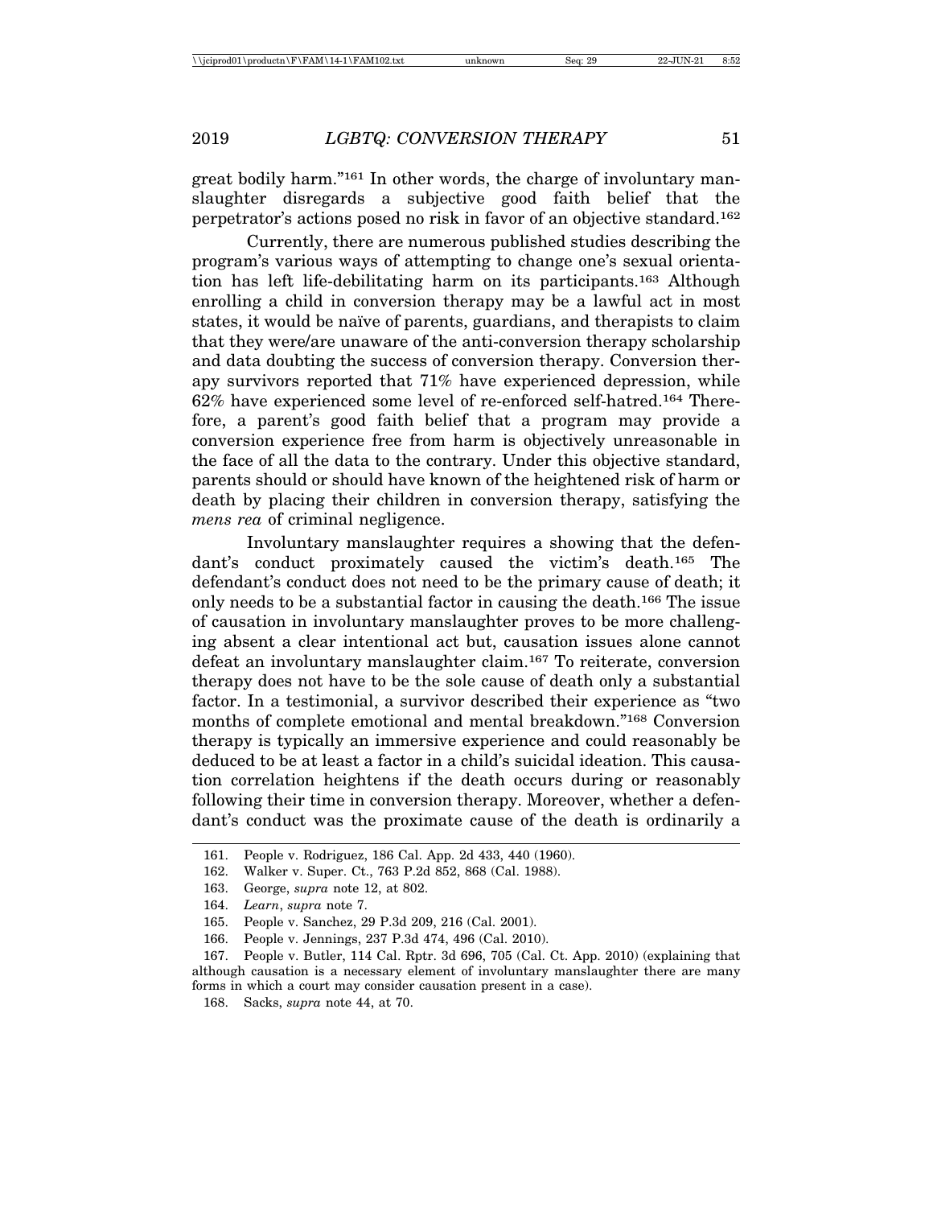great bodily harm."[161] In other words, the charge of involuntary manslaughter disregards a subjective good faith belief that the perpetrator's actions posed no risk in favor of an objective standard.[162]

Currently, there are numerous published studies describing the program's various ways of attempting to change one's sexual orientation has left life-debilitating harm on its participants.[163] Although enrolling a child in conversion therapy may be a lawful act in most states, it would be naïve of parents, guardians, and therapists to claim that they were/are unaware of the anti-conversion therapy scholarship and data doubting the success of conversion therapy. Conversion therapy survivors reported that 71% have experienced depression, while 62% have experienced some level of re-enforced self-hatred.[164] Therefore, a parent's good faith belief that a program may provide a conversion experience free from harm is objectively unreasonable in the face of all the data to the contrary. Under this objective standard, parents should or should have known of the heightened risk of harm or death by placing their children in conversion therapy, satisfying the *mens rea* of criminal negligence.

Involuntary manslaughter requires a showing that the defendant's conduct proximately caused the victim's death.[165] The defendant's conduct does not need to be the primary cause of death; it only needs to be a substantial factor in causing the death.[166] The issue of causation in involuntary manslaughter proves to be more challenging absent a clear intentional act but, causation issues alone cannot defeat an involuntary manslaughter claim.[167] To reiterate, conversion therapy does not have to be the sole cause of death only a substantial factor. In a testimonial, a survivor described their experience as "two months of complete emotional and mental breakdown."[168] Conversion therapy is typically an immersive experience and could reasonably be deduced to be at least a factor in a child's suicidal ideation. This causation correlation heightens if the death occurs during or reasonably following their time in conversion therapy. Moreover, whether a defendant's conduct was the proximate cause of the death is ordinarily a

---

161. People v. Rodriguez, 186 Cal. App. 2d 433, 440 (1960).

162. Walker v. Super. Ct., 763 P.2d 852, 868 (Cal. 1988).

163. George, *supra* note 12, at 802.

164. *Learn*, *supra* note 7.

165. People v. Sanchez, 29 P.3d 209, 216 (Cal. 2001).

166. People v. Jennings, 237 P.3d 474, 496 (Cal. 2010).

167. People v. Butler, 114 Cal. Rptr. 3d 696, 705 (Cal. Ct. App. 2010) (explaining that although causation is a necessary element of involuntary manslaughter there are many forms in which a court may consider causation present in a case).

168. Sacks, *supra* note 44, at 70.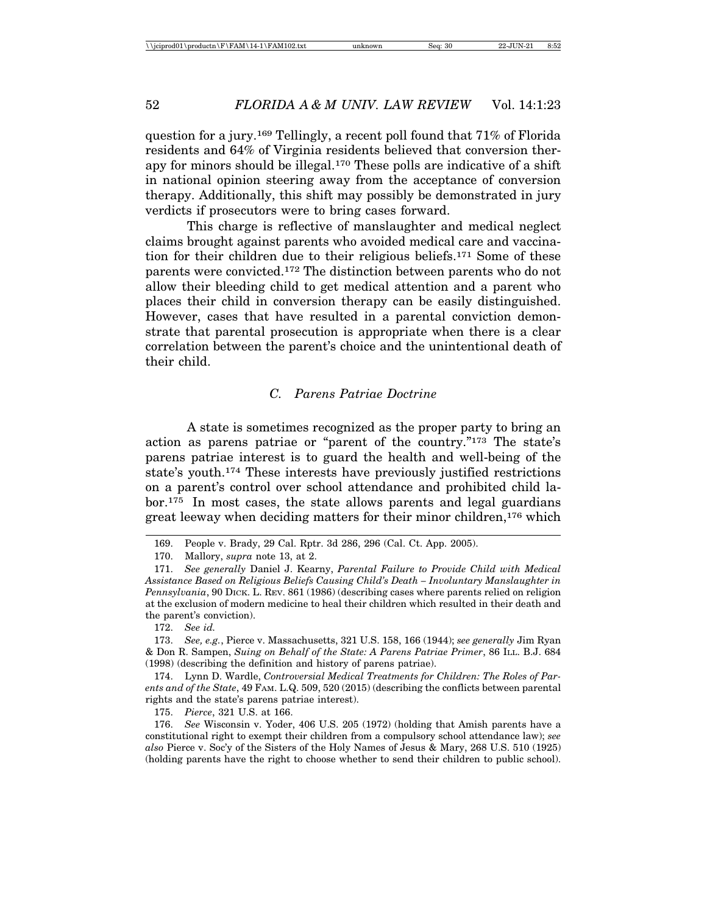question for a jury.[169] Tellingly, a recent poll found that 71% of Florida residents and 64% of Virginia residents believed that conversion therapy for minors should be illegal.[170] These polls are indicative of a shift in national opinion steering away from the acceptance of conversion therapy. Additionally, this shift may possibly be demonstrated in jury verdicts if prosecutors were to bring cases forward.

This charge is reflective of manslaughter and medical neglect claims brought against parents who avoided medical care and vaccination for their children due to their religious beliefs.[171] Some of these parents were convicted.[172] The distinction between parents who do not allow their bleeding child to get medical attention and a parent who places their child in conversion therapy can be easily distinguished. However, cases that have resulted in a parental conviction demonstrate that parental prosecution is appropriate when there is a clear correlation between the parent's choice and the unintentional death of their child.

### *C. Parens Patriae Doctrine*

A state is sometimes recognized as the proper party to bring an action as parens patriae or "parent of the country."[173] The state's parens patriae interest is to guard the health and well-being of the state's youth.[174] These interests have previously justified restrictions on a parent's control over school attendance and prohibited child labor.[175] In most cases, the state allows parents and legal guardians great leeway when deciding matters for their minor children,[176] which

---

169. People v. Brady, 29 Cal. Rptr. 3d 286, 296 (Cal. Ct. App. 2005).

170. Mallory, *supra* note 13, at 2.

171. *See generally* Daniel J. Kearny, *Parental Failure to Provide Child with Medical Assistance Based on Religious Beliefs Causing Child's Death – Involuntary Manslaughter in Pennsylvania*, 90 DICK. L. REV. 861 (1986) (describing cases where parents relied on religion at the exclusion of modern medicine to heal their children which resulted in their death and the parent's conviction).

172. *See id.*

173. *See, e.g.*, Pierce v. Massachusetts, 321 U.S. 158, 166 (1944); *see generally* Jim Ryan & Don R. Sampen, *Suing on Behalf of the State: A Parens Patriae Primer*, 86 ILL. B.J. 684 (1998) (describing the definition and history of parens patriae).

174. Lynn D. Wardle, *Controversial Medical Treatments for Children: The Roles of Parents and of the State*, 49 FAM. L.Q. 509, 520 (2015) (describing the conflicts between parental rights and the state's parens patriae interest).

175. *Pierce*, 321 U.S. at 166.

176. *See* Wisconsin v. Yoder, 406 U.S. 205 (1972) (holding that Amish parents have a constitutional right to exempt their children from a compulsory school attendance law); *see also* Pierce v. Soc'y of the Sisters of the Holy Names of Jesus & Mary, 268 U.S. 510 (1925) (holding parents have the right to choose whether to send their children to public school).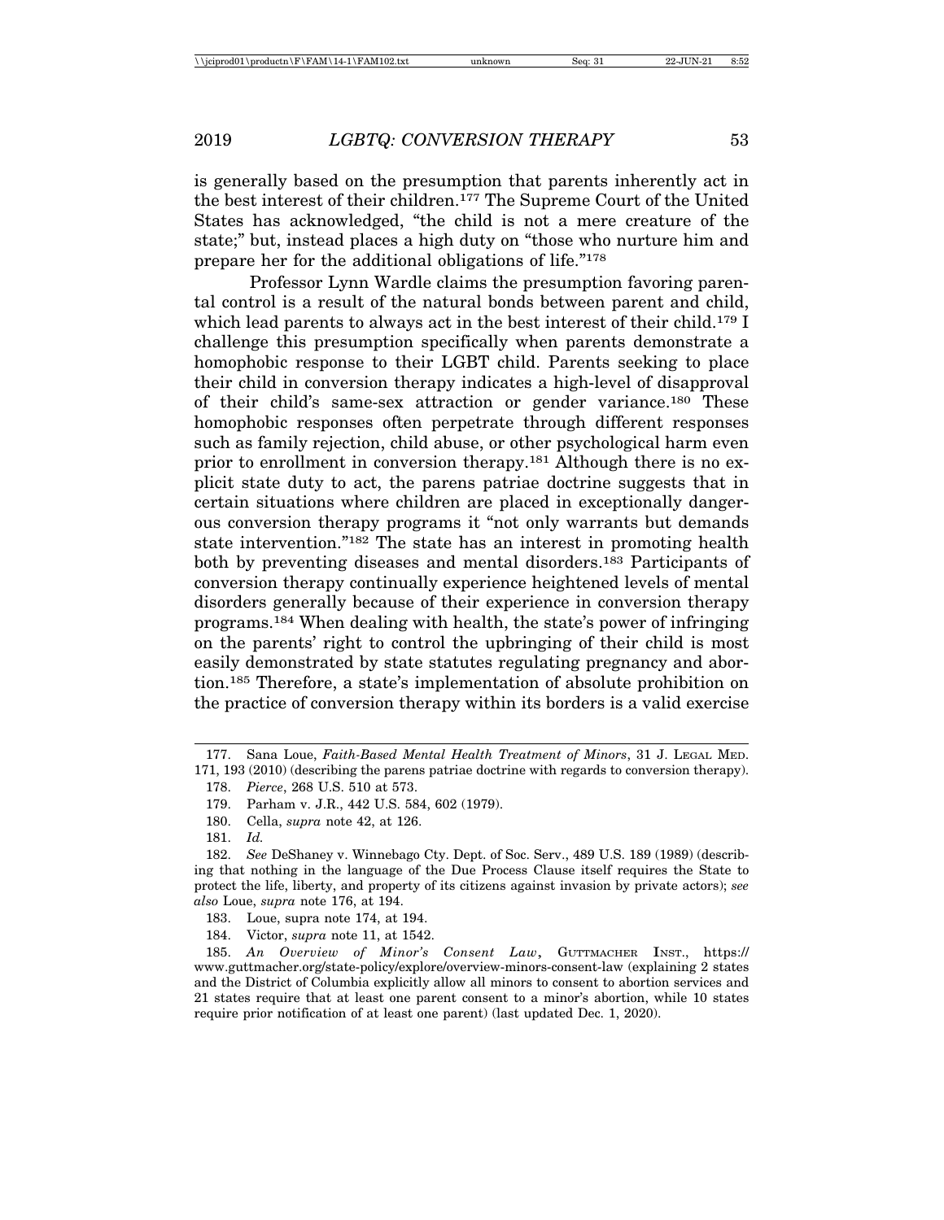is generally based on the presumption that parents inherently act in the best interest of their children.[177] The Supreme Court of the United States has acknowledged, "the child is not a mere creature of the state;" but, instead places a high duty on "those who nurture him and prepare her for the additional obligations of life."[178]

Professor Lynn Wardle claims the presumption favoring parental control is a result of the natural bonds between parent and child, which lead parents to always act in the best interest of their child.[179] I challenge this presumption specifically when parents demonstrate a homophobic response to their LGBT child. Parents seeking to place their child in conversion therapy indicates a high-level of disapproval of their child's same-sex attraction or gender variance.[180] These homophobic responses often perpetrate through different responses such as family rejection, child abuse, or other psychological harm even prior to enrollment in conversion therapy.[181] Although there is no explicit state duty to act, the parens patriae doctrine suggests that in certain situations where children are placed in exceptionally dangerous conversion therapy programs it "not only warrants but demands state intervention."[182] The state has an interest in promoting health both by preventing diseases and mental disorders.[183] Participants of conversion therapy continually experience heightened levels of mental disorders generally because of their experience in conversion therapy programs.[184] When dealing with health, the state's power of infringing on the parents' right to control the upbringing of their child is most easily demonstrated by state statutes regulating pregnancy and abortion.[185] Therefore, a state's implementation of absolute prohibition on the practice of conversion therapy within its borders is a valid exercise

---

177. Sana Loue, *Faith-Based Mental Health Treatment of Minors*, 31 J. LEGAL MED. 171, 193 (2010) (describing the parens patriae doctrine with regards to conversion therapy).

178. *Pierce*, 268 U.S. 510 at 573.

179. Parham v. J.R., 442 U.S. 584, 602 (1979).

180. Cella, *supra* note 42, at 126.

181. *Id.*

182. *See* DeShaney v. Winnebago Cty. Dept. of Soc. Serv., 489 U.S. 189 (1989) (describing that nothing in the language of the Due Process Clause itself requires the State to protect the life, liberty, and property of its citizens against invasion by private actors); *see also* Loue, *supra* note 176, at 194.

183. Loue, supra note 174, at 194.

184. Victor, *supra* note 11, at 1542.

185. *An Overview of Minor's Consent Law*, GUTTMACHER INST., https://www.guttmacher.org/state-policy/explore/overview-minors-consent-law (explaining 2 states and the District of Columbia explicitly allow all minors to consent to abortion services and 21 states require that at least one parent consent to a minor's abortion, while 10 states require prior notification of at least one parent) (last updated Dec. 1, 2020).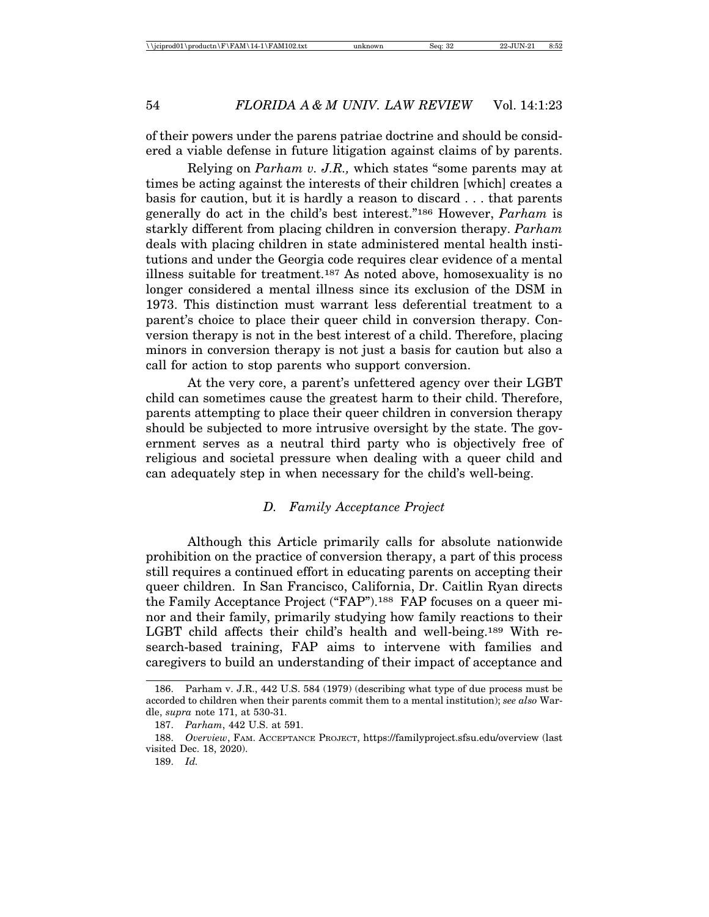of their powers under the parens patriae doctrine and should be considered a viable defense in future litigation against claims of by parents.

Relying on *Parham v. J.R.,* which states "some parents may at times be acting against the interests of their children [which] creates a basis for caution, but it is hardly a reason to discard . . . that parents generally do act in the child's best interest."[186] However, *Parham* is starkly different from placing children in conversion therapy. *Parham* deals with placing children in state administered mental health institutions and under the Georgia code requires clear evidence of a mental illness suitable for treatment.[187] As noted above, homosexuality is no longer considered a mental illness since its exclusion of the DSM in 1973. This distinction must warrant less deferential treatment to a parent's choice to place their queer child in conversion therapy. Conversion therapy is not in the best interest of a child. Therefore, placing minors in conversion therapy is not just a basis for caution but also a call for action to stop parents who support conversion.

At the very core, a parent's unfettered agency over their LGBT child can sometimes cause the greatest harm to their child. Therefore, parents attempting to place their queer children in conversion therapy should be subjected to more intrusive oversight by the state. The government serves as a neutral third party who is objectively free of religious and societal pressure when dealing with a queer child and can adequately step in when necessary for the child's well-being.

### *D. Family Acceptance Project*

Although this Article primarily calls for absolute nationwide prohibition on the practice of conversion therapy, a part of this process still requires a continued effort in educating parents on accepting their queer children. In San Francisco, California, Dr. Caitlin Ryan directs the Family Acceptance Project ("FAP").[188] FAP focuses on a queer minor and their family, primarily studying how family reactions to their LGBT child affects their child's health and well-being.[189] With research-based training, FAP aims to intervene with families and caregivers to build an understanding of their impact of acceptance and

---

186. Parham v. J.R., 442 U.S. 584 (1979) (describing what type of due process must be accorded to children when their parents commit them to a mental institution); *see also* Wardle, *supra* note 171, at 530-31.

187. *Parham*, 442 U.S. at 591.

188. *Overview*, FAM. ACCEPTANCE PROJECT, https://familyproject.sfsu.edu/overview (last visited Dec. 18, 2020).

189. *Id.*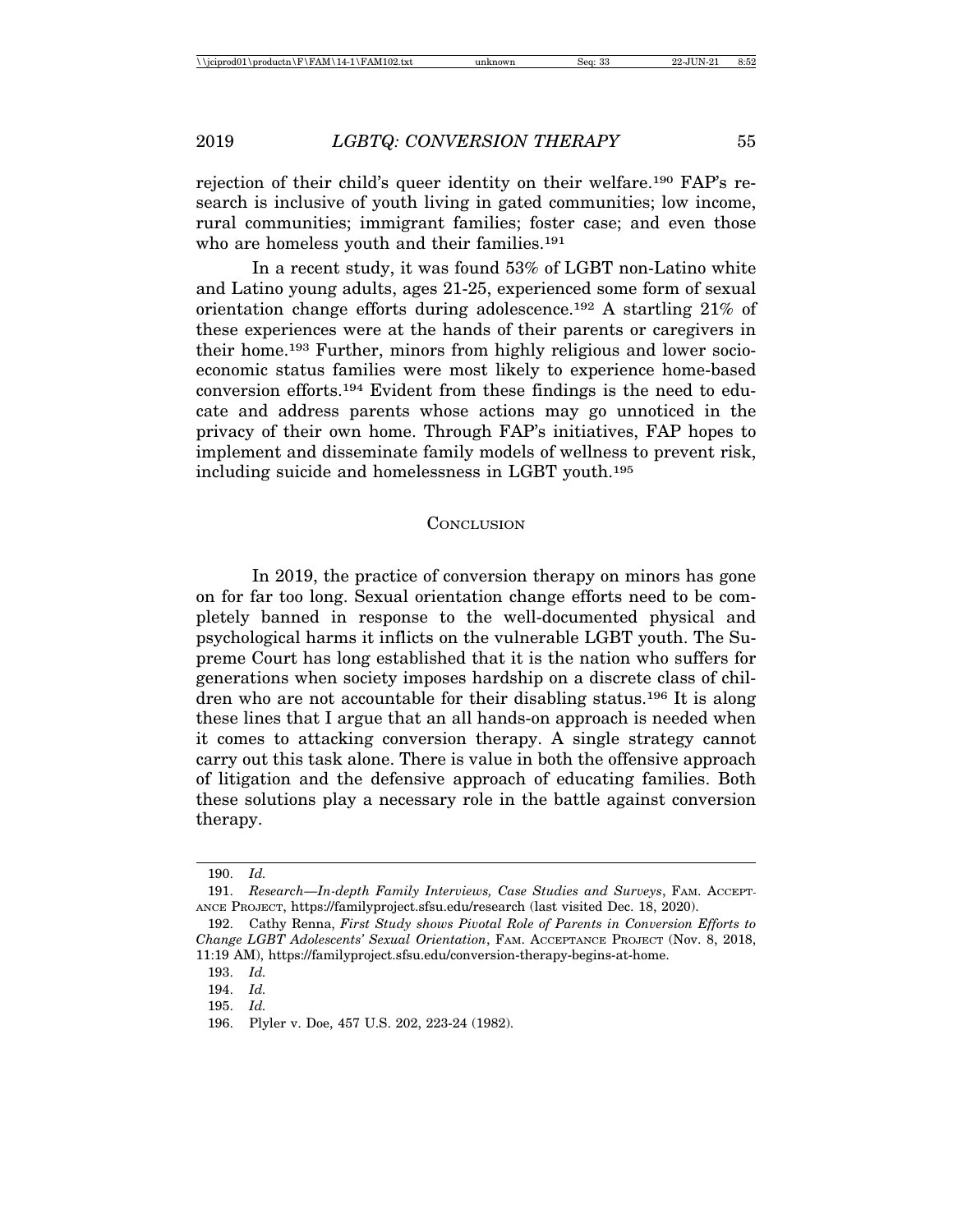rejection of their child's queer identity on their welfare.[190] FAP's research is inclusive of youth living in gated communities; low income, rural communities; immigrant families; foster case; and even those who are homeless youth and their families.[191]

In a recent study, it was found 53% of LGBT non-Latino white and Latino young adults, ages 21-25, experienced some form of sexual orientation change efforts during adolescence.[192] A startling 21% of these experiences were at the hands of their parents or caregivers in their home.[193] Further, minors from highly religious and lower socioeconomic status families were most likely to experience home-based conversion efforts.[194] Evident from these findings is the need to educate and address parents whose actions may go unnoticed in the privacy of their own home. Through FAP's initiatives, FAP hopes to implement and disseminate family models of wellness to prevent risk, including suicide and homelessness in LGBT youth.[195]

## Conclusion

In 2019, the practice of conversion therapy on minors has gone on for far too long. Sexual orientation change efforts need to be completely banned in response to the well-documented physical and psychological harms it inflicts on the vulnerable LGBT youth. The Supreme Court has long established that it is the nation who suffers for generations when society imposes hardship on a discrete class of children who are not accountable for their disabling status.[196] It is along these lines that I argue that an all hands-on approach is needed when it comes to attacking conversion therapy. A single strategy cannot carry out this task alone. There is value in both the offensive approach of litigation and the defensive approach of educating families. Both these solutions play a necessary role in the battle against conversion therapy.

---

190. *Id.*

191. *Research—In-depth Family Interviews, Case Studies and Surveys*, Fam. Acceptance Project, https://familyproject.sfsu.edu/research (last visited Dec. 18, 2020).

192. Cathy Renna, *First Study shows Pivotal Role of Parents in Conversion Efforts to Change LGBT Adolescents' Sexual Orientation*, Fam. Acceptance Project (Nov. 8, 2018, 11:19 AM), https://familyproject.sfsu.edu/conversion-therapy-begins-at-home.

193. *Id.*

194. *Id.*

195. *Id.*

196. Plyler v. Doe, 457 U.S. 202, 223-24 (1982).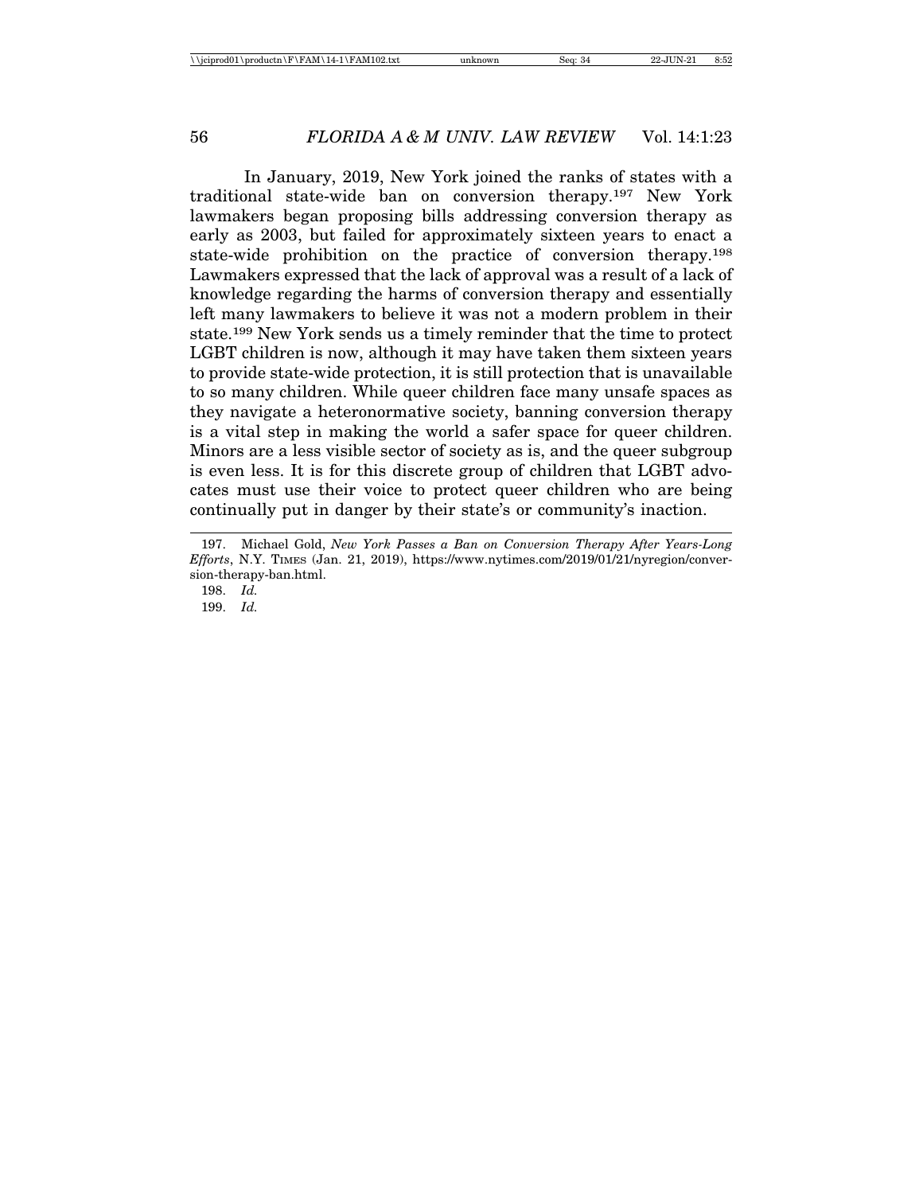In January, 2019, New York joined the ranks of states with a traditional state-wide ban on conversion therapy.[197] New York lawmakers began proposing bills addressing conversion therapy as early as 2003, but failed for approximately sixteen years to enact a state-wide prohibition on the practice of conversion therapy.[198] Lawmakers expressed that the lack of approval was a result of a lack of knowledge regarding the harms of conversion therapy and essentially left many lawmakers to believe it was not a modern problem in their state.[199] New York sends us a timely reminder that the time to protect LGBT children is now, although it may have taken them sixteen years to provide state-wide protection, it is still protection that is unavailable to so many children. While queer children face many unsafe spaces as they navigate a heteronormative society, banning conversion therapy is a vital step in making the world a safer space for queer children. Minors are a less visible sector of society as is, and the queer subgroup is even less. It is for this discrete group of children that LGBT advocates must use their voice to protect queer children who are being continually put in danger by their state's or community's inaction.

---

197. Michael Gold, *New York Passes a Ban on Conversion Therapy After Years-Long Efforts*, N.Y. TIMES (Jan. 21, 2019), https://www.nytimes.com/2019/01/21/nyregion/conversion-therapy-ban.html.

198. *Id.*

199. *Id.*